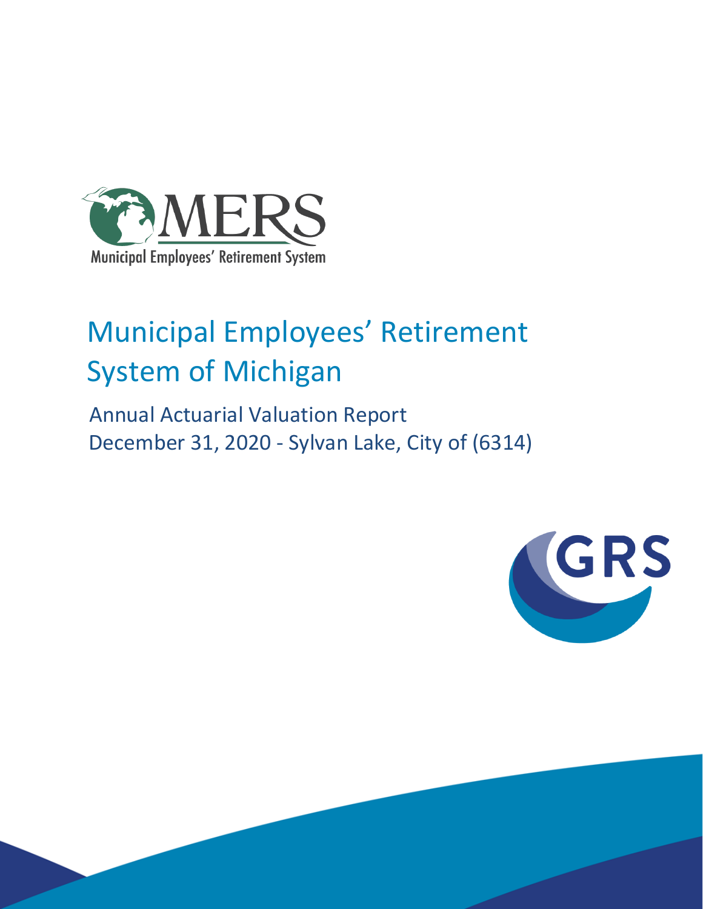# Municipal Employees' Retirement System of Michigan

## Annual Actuarial Valuation Report
## December 31, 2020 - Sylvan Lake, City of (6314)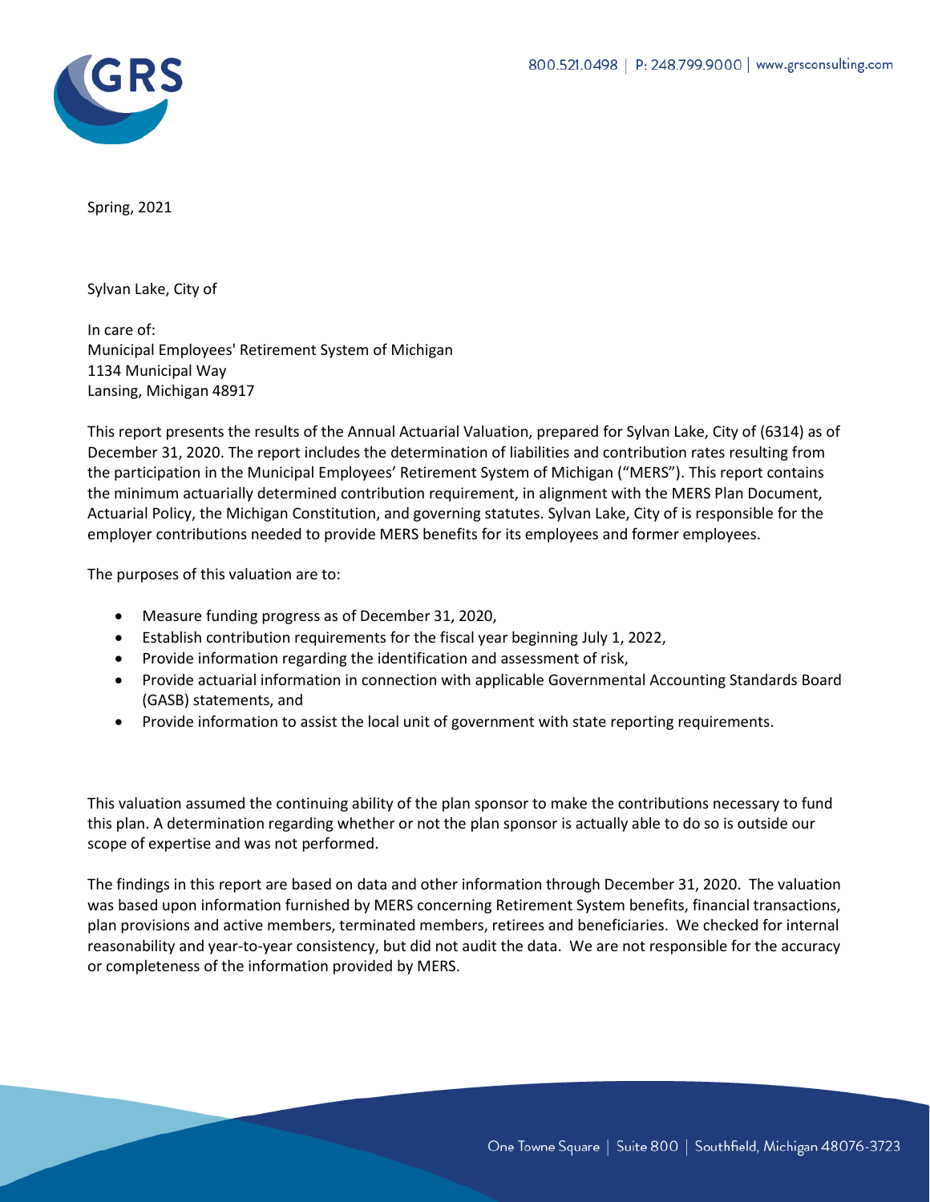Spring, 2021

Sylvan Lake, City of

In care of:
Municipal Employees' Retirement System of Michigan
1134 Municipal Way
Lansing, Michigan 48917

This report presents the results of the Annual Actuarial Valuation, prepared for Sylvan Lake, City of (6314) as of December 31, 2020. The report includes the determination of liabilities and contribution rates resulting from the participation in the Municipal Employees' Retirement System of Michigan ("MERS"). This report contains the minimum actuarially determined contribution requirement, in alignment with the MERS Plan Document, Actuarial Policy, the Michigan Constitution, and governing statutes. Sylvan Lake, City of is responsible for the employer contributions needed to provide MERS benefits for its employees and former employees.

The purposes of this valuation are to:

- Measure funding progress as of December 31, 2020,
- Establish contribution requirements for the fiscal year beginning July 1, 2022,
- Provide information regarding the identification and assessment of risk,
- Provide actuarial information in connection with applicable Governmental Accounting Standards Board (GASB) statements, and
- Provide information to assist the local unit of government with state reporting requirements.

This valuation assumed the continuing ability of the plan sponsor to make the contributions necessary to fund this plan. A determination regarding whether or not the plan sponsor is actually able to do so is outside our scope of expertise and was not performed.

The findings in this report are based on data and other information through December 31, 2020. The valuation was based upon information furnished by MERS concerning Retirement System benefits, financial transactions, plan provisions and active members, terminated members, retirees and beneficiaries. We checked for internal reasonability and year-to-year consistency, but did not audit the data. We are not responsible for the accuracy or completeness of the information provided by MERS.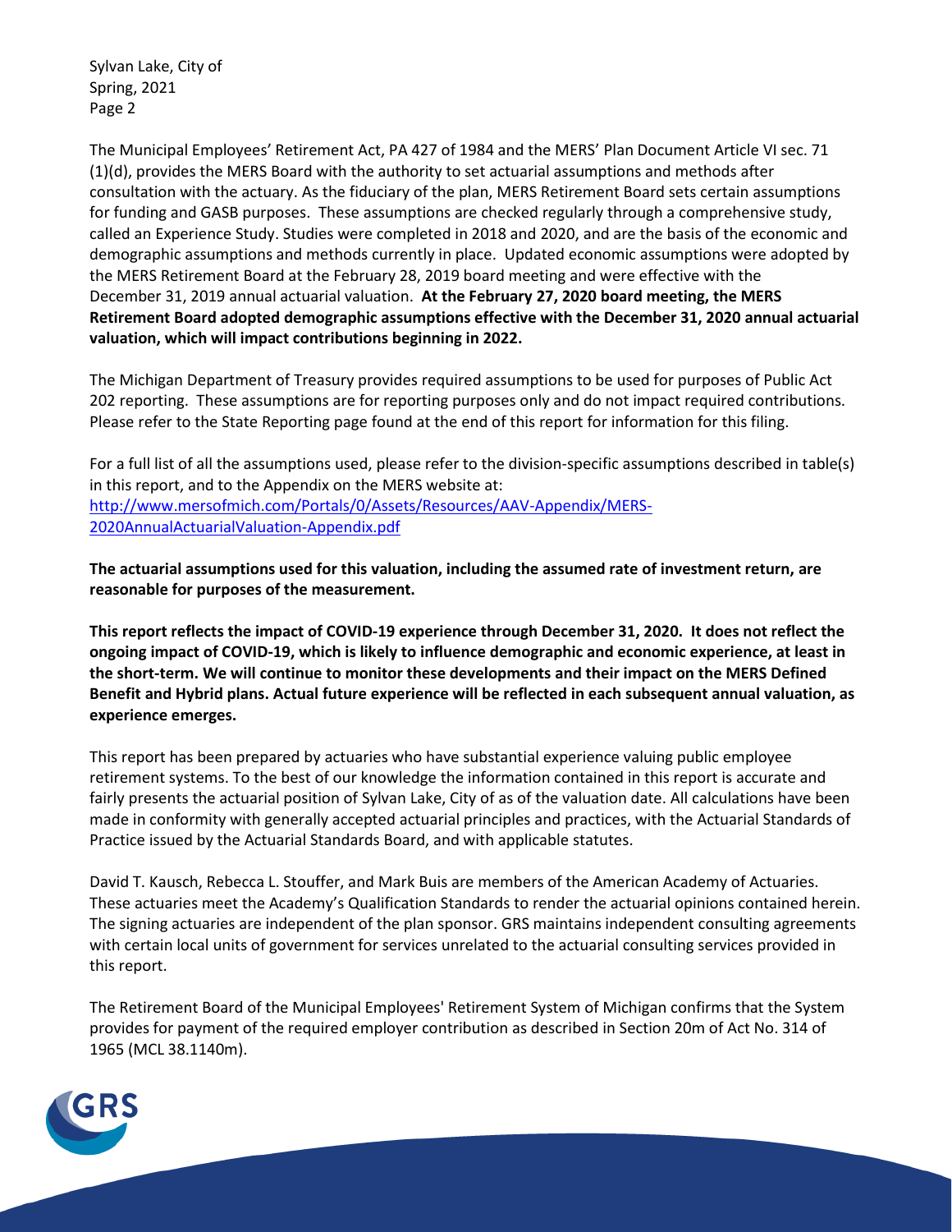The Municipal Employees' Retirement Act, PA 427 of 1984 and the MERS' Plan Document Article VI sec. 71 (1)(d), provides the MERS Board with the authority to set actuarial assumptions and methods after consultation with the actuary. As the fiduciary of the plan, MERS Retirement Board sets certain assumptions for funding and GASB purposes. These assumptions are checked regularly through a comprehensive study, called an Experience Study. Studies were completed in 2018 and 2020, and are the basis of the economic and demographic assumptions and methods currently in place. Updated economic assumptions were adopted by the MERS Retirement Board at the February 28, 2019 board meeting and were effective with the December 31, 2019 annual actuarial valuation. **At the February 27, 2020 board meeting, the MERS Retirement Board adopted demographic assumptions effective with the December 31, 2020 annual actuarial valuation, which will impact contributions beginning in 2022.**

The Michigan Department of Treasury provides required assumptions to be used for purposes of Public Act 202 reporting. These assumptions are for reporting purposes only and do not impact required contributions. Please refer to the State Reporting page found at the end of this report for information for this filing.

For a full list of all the assumptions used, please refer to the division-specific assumptions described in table(s) in this report, and to the Appendix on the MERS website at: [http://www.mersofmich.com/Portals/0/Assets/Resources/AAV-Appendix/MERS-2020AnnualActuarialValuation-Appendix.pdf](http://www.mersofmich.com/Portals/0/Assets/Resources/AAV-Appendix/MERS-2020AnnualActuarialValuation-Appendix.pdf)

**The actuarial assumptions used for this valuation, including the assumed rate of investment return, are reasonable for purposes of the measurement.**

**This report reflects the impact of COVID-19 experience through December 31, 2020. It does not reflect the ongoing impact of COVID-19, which is likely to influence demographic and economic experience, at least in the short-term. We will continue to monitor these developments and their impact on the MERS Defined Benefit and Hybrid plans. Actual future experience will be reflected in each subsequent annual valuation, as experience emerges.**

This report has been prepared by actuaries who have substantial experience valuing public employee retirement systems. To the best of our knowledge the information contained in this report is accurate and fairly presents the actuarial position of Sylvan Lake, City of as of the valuation date. All calculations have been made in conformity with generally accepted actuarial principles and practices, with the Actuarial Standards of Practice issued by the Actuarial Standards Board, and with applicable statutes.

David T. Kausch, Rebecca L. Stouffer, and Mark Buis are members of the American Academy of Actuaries. These actuaries meet the Academy's Qualification Standards to render the actuarial opinions contained herein. The signing actuaries are independent of the plan sponsor. GRS maintains independent consulting agreements with certain local units of government for services unrelated to the actuarial consulting services provided in this report.

The Retirement Board of the Municipal Employees' Retirement System of Michigan confirms that the System provides for payment of the required employer contribution as described in Section 20m of Act No. 314 of 1965 (MCL 38.1140m).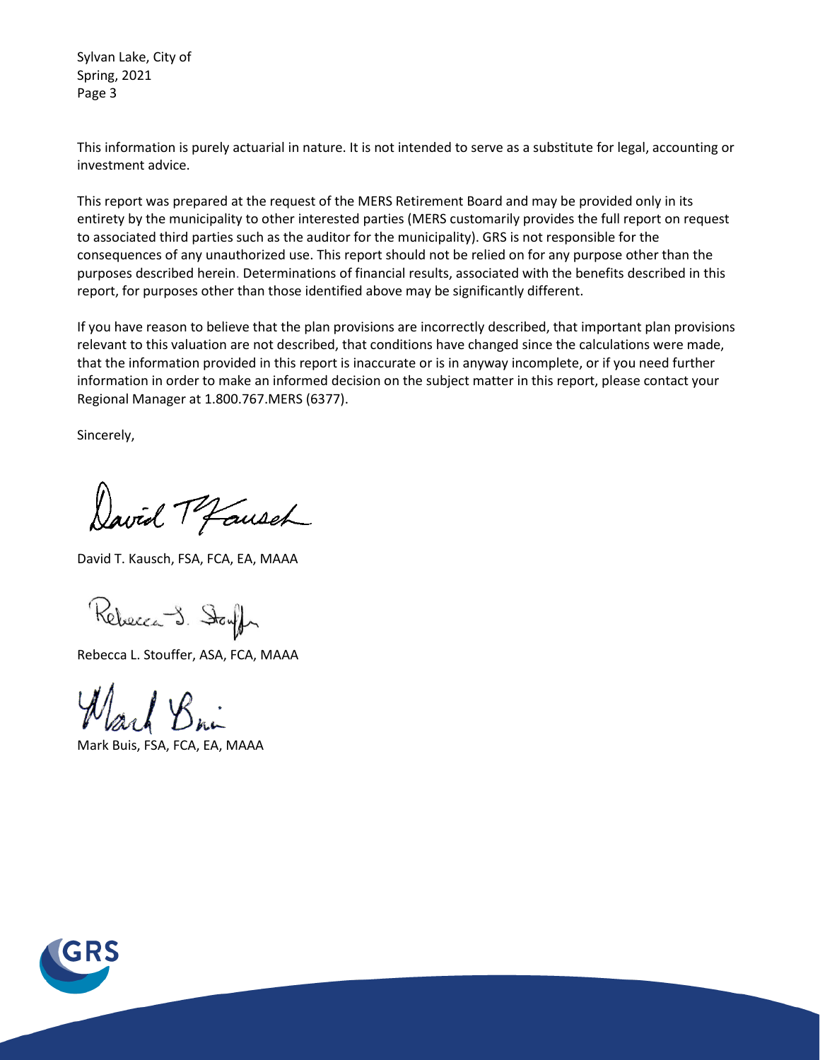This information is purely actuarial in nature. It is not intended to serve as a substitute for legal, accounting or investment advice.

This report was prepared at the request of the MERS Retirement Board and may be provided only in its entirety by the municipality to other interested parties (MERS customarily provides the full report on request to associated third parties such as the auditor for the municipality). GRS is not responsible for the consequences of any unauthorized use. This report should not be relied on for any purpose other than the purposes described herein. Determinations of financial results, associated with the benefits described in this report, for purposes other than those identified above may be significantly different.

If you have reason to believe that the plan provisions are incorrectly described, that important plan provisions relevant to this valuation are not described, that conditions have changed since the calculations were made, that the information provided in this report is inaccurate or is in anyway incomplete, or if you need further information in order to make an informed decision on the subject matter in this report, please contact your Regional Manager at 1.800.767.MERS (6377).

Sincerely,

David T. Kausch, FSA, FCA, EA, MAAA

Rebecca L. Stouffer, ASA, FCA, MAAA

Mark Buis, FSA, FCA, EA, MAAA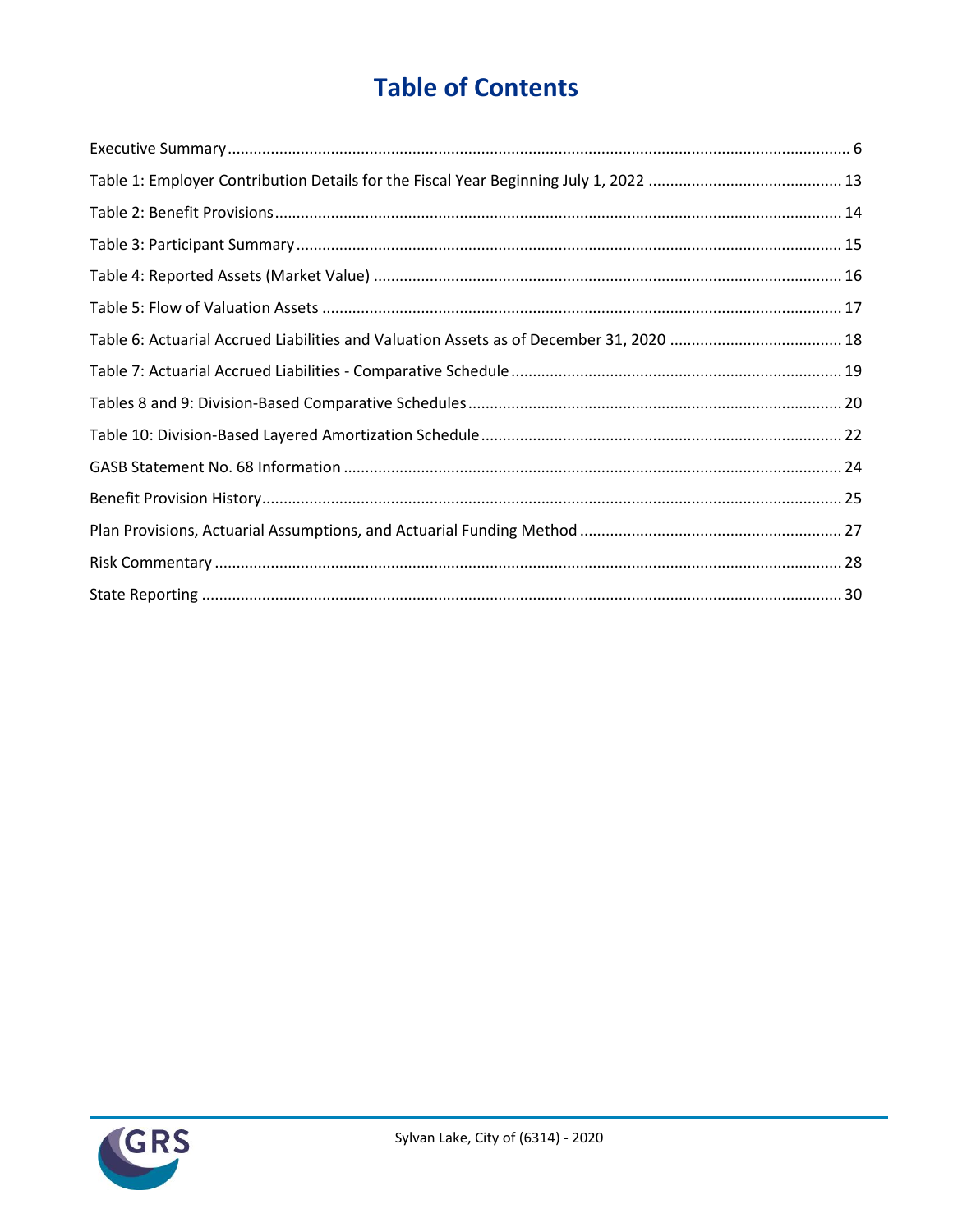# Table of Contents

| | |
|---|---|
| Executive Summary | 6 |
| Table 1: Employer Contribution Details for the Fiscal Year Beginning July 1, 2022 | 13 |
| Table 2: Benefit Provisions | 14 |
| Table 3: Participant Summary | 15 |
| Table 4: Reported Assets (Market Value) | 16 |
| Table 5: Flow of Valuation Assets | 17 |
| Table 6: Actuarial Accrued Liabilities and Valuation Assets as of December 31, 2020 | 18 |
| Table 7: Actuarial Accrued Liabilities - Comparative Schedule | 19 |
| Tables 8 and 9: Division-Based Comparative Schedules | 20 |
| Table 10: Division-Based Layered Amortization Schedule | 22 |
| GASB Statement No. 68 Information | 24 |
| Benefit Provision History | 25 |
| Plan Provisions, Actuarial Assumptions, and Actuarial Funding Method | 27 |
| Risk Commentary | 28 |
| State Reporting | 30 |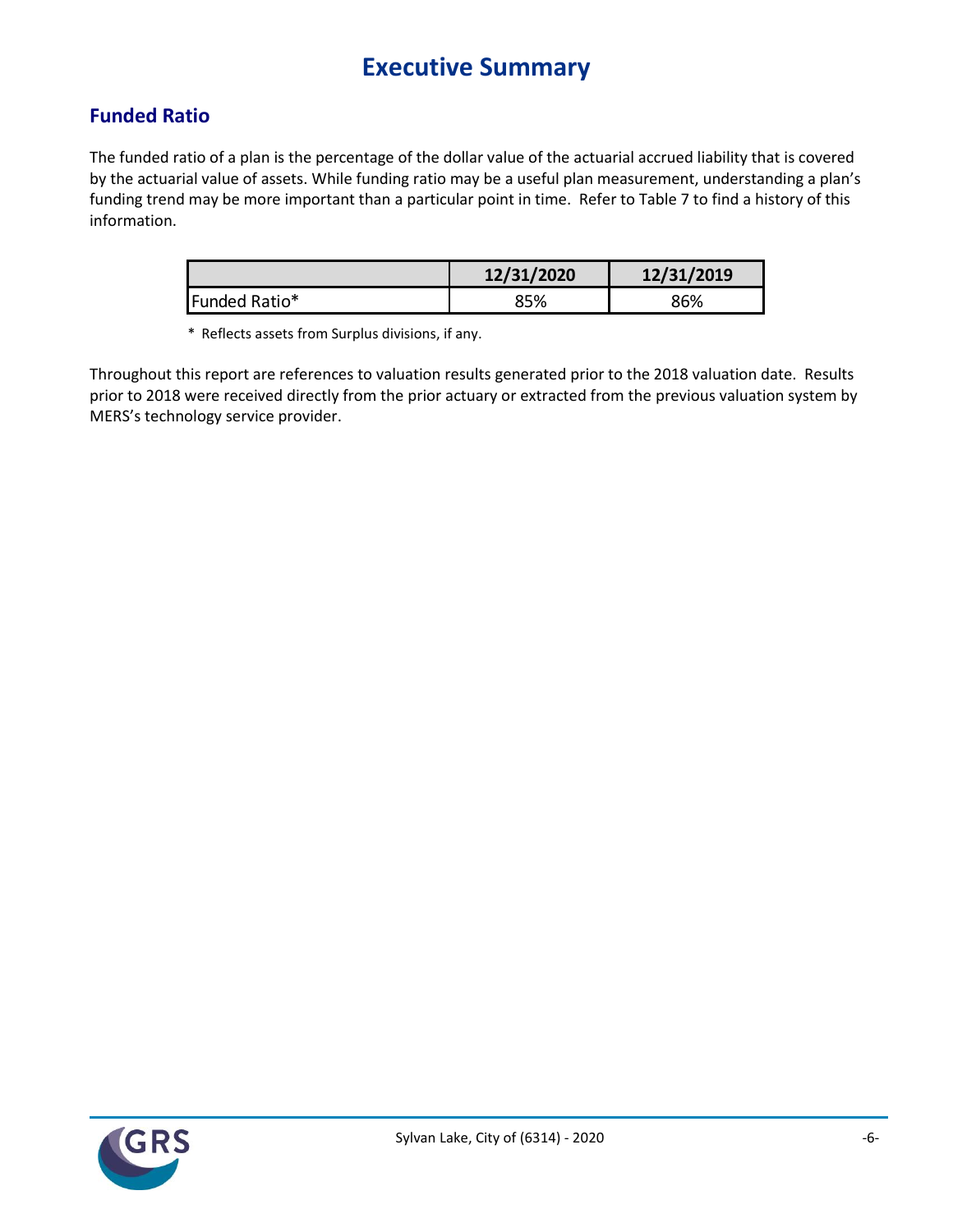# Executive Summary

## Funded Ratio

The funded ratio of a plan is the percentage of the dollar value of the actuarial accrued liability that is covered by the actuarial value of assets. While funding ratio may be a useful plan measurement, understanding a plan's funding trend may be more important than a particular point in time. Refer to Table 7 to find a history of this information.

| | 12/31/2020 | 12/31/2019 |
|---|---|---|
| Funded Ratio* | 85% | 86% |

* Reflects assets from Surplus divisions, if any.

Throughout this report are references to valuation results generated prior to the 2018 valuation date. Results prior to 2018 were received directly from the prior actuary or extracted from the previous valuation system by MERS's technology service provider.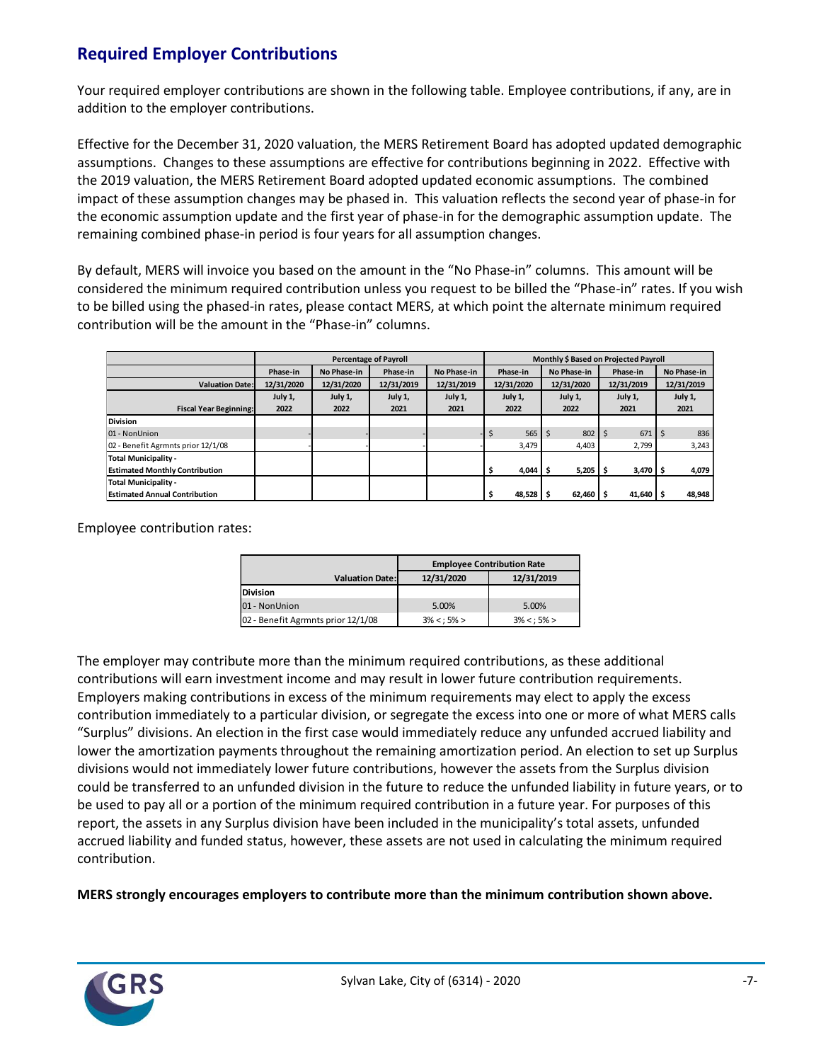## Required Employer Contributions

Your required employer contributions are shown in the following table. Employee contributions, if any, are in addition to the employer contributions.

Effective for the December 31, 2020 valuation, the MERS Retirement Board has adopted updated demographic assumptions. Changes to these assumptions are effective for contributions beginning in 2022. Effective with the 2019 valuation, the MERS Retirement Board adopted updated economic assumptions. The combined impact of these assumption changes may be phased in. This valuation reflects the second year of phase-in for the economic assumption update and the first year of phase-in for the demographic assumption update. The remaining combined phase-in period is four years for all assumption changes.

By default, MERS will invoice you based on the amount in the "No Phase-in" columns. This amount will be considered the minimum required contribution unless you request to be billed the "Phase-in" rates. If you wish to be billed using the phased-in rates, please contact MERS, at which point the alternate minimum required contribution will be the amount in the "Phase-in" columns.

| | Percentage of Payroll | | | | Monthly $ Based on Projected Payroll | | | |
|---|---|---|---|---|---|---|---|---|
| | Phase-in | No Phase-in | Phase-in | No Phase-in | Phase-in | No Phase-in | Phase-in | No Phase-in |
| Valuation Date: | 12/31/2020 | 12/31/2020 | 12/31/2019 | 12/31/2019 | 12/31/2020 | 12/31/2020 | 12/31/2019 | 12/31/2019 |
| Fiscal Year Beginning: | July 1, 2022 | July 1, 2022 | July 1, 2021 | July 1, 2021 | July 1, 2022 | July 1, 2022 | July 1, 2021 | July 1, 2021 |
| **Division** | | | | | | | | |
| 01 - NonUnion | - | - | - | - | $ 565 | $ 802 | $ 671 | $ 836 |
| 02 - Benefit Agrmnts prior 12/1/08 | - | - | - | - | 3,479 | 4,403 | 2,799 | 3,243 |
| **Total Municipality - Estimated Monthly Contribution** | | | | | $ 4,044 | $ 5,205 | $ 3,470 | $ 4,079 |
| **Total Municipality - Estimated Annual Contribution** | | | | | $ 48,528 | $ 62,460 | $ 41,640 | $ 48,948 |

Employee contribution rates:

| | Employee Contribution Rate | |
|---|---|---|
| Valuation Date: | 12/31/2020 | 12/31/2019 |
| **Division** | | |
| 01 - NonUnion | 5.00% | 5.00% |
| 02 - Benefit Agrmnts prior 12/1/08 | 3% < ; 5% > | 3% < ; 5% > |

The employer may contribute more than the minimum required contributions, as these additional contributions will earn investment income and may result in lower future contribution requirements. Employers making contributions in excess of the minimum requirements may elect to apply the excess contribution immediately to a particular division, or segregate the excess into one or more of what MERS calls "Surplus" divisions. An election in the first case would immediately reduce any unfunded accrued liability and lower the amortization payments throughout the remaining amortization period. An election to set up Surplus divisions would not immediately lower future contributions, however the assets from the Surplus division could be transferred to an unfunded division in the future to reduce the unfunded liability in future years, or to be used to pay all or a portion of the minimum required contribution in a future year. For purposes of this report, the assets in any Surplus division have been included in the municipality's total assets, unfunded accrued liability and funded status, however, these assets are not used in calculating the minimum required contribution.

**MERS strongly encourages employers to contribute more than the minimum contribution shown above.**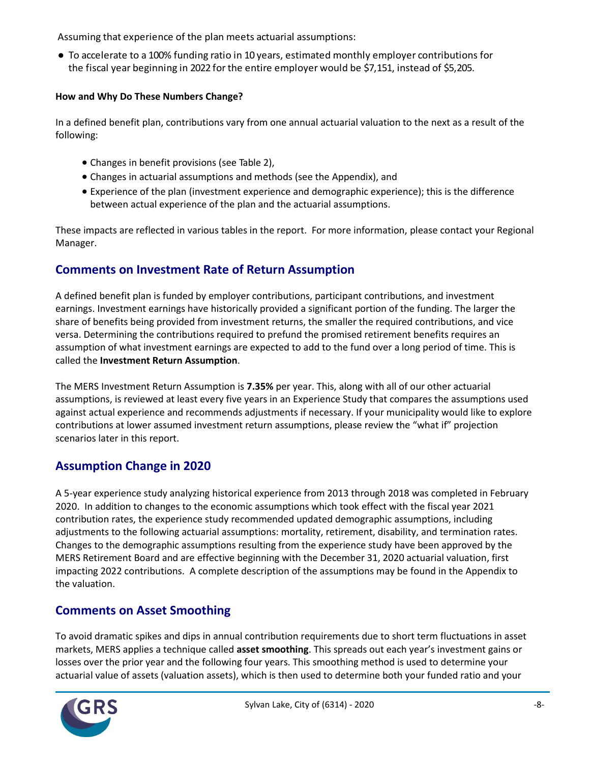Assuming that experience of the plan meets actuarial assumptions:

- To accelerate to a 100% funding ratio in 10 years, estimated monthly employer contributions for the fiscal year beginning in 2022 for the entire employer would be $7,151, instead of $5,205.

**How and Why Do These Numbers Change?**

In a defined benefit plan, contributions vary from one annual actuarial valuation to the next as a result of the following:

- Changes in benefit provisions (see Table 2),
- Changes in actuarial assumptions and methods (see the Appendix), and
- Experience of the plan (investment experience and demographic experience); this is the difference between actual experience of the plan and the actuarial assumptions.

These impacts are reflected in various tables in the report. For more information, please contact your Regional Manager.

## Comments on Investment Rate of Return Assumption

A defined benefit plan is funded by employer contributions, participant contributions, and investment earnings. Investment earnings have historically provided a significant portion of the funding. The larger the share of benefits being provided from investment returns, the smaller the required contributions, and vice versa. Determining the contributions required to prefund the promised retirement benefits requires an assumption of what investment earnings are expected to add to the fund over a long period of time. This is called the **Investment Return Assumption**.

The MERS Investment Return Assumption is **7.35%** per year. This, along with all of our other actuarial assumptions, is reviewed at least every five years in an Experience Study that compares the assumptions used against actual experience and recommends adjustments if necessary. If your municipality would like to explore contributions at lower assumed investment return assumptions, please review the "what if" projection scenarios later in this report.

## Assumption Change in 2020

A 5-year experience study analyzing historical experience from 2013 through 2018 was completed in February 2020. In addition to changes to the economic assumptions which took effect with the fiscal year 2021 contribution rates, the experience study recommended updated demographic assumptions, including adjustments to the following actuarial assumptions: mortality, retirement, disability, and termination rates. Changes to the demographic assumptions resulting from the experience study have been approved by the MERS Retirement Board and are effective beginning with the December 31, 2020 actuarial valuation, first impacting 2022 contributions. A complete description of the assumptions may be found in the Appendix to the valuation.

## Comments on Asset Smoothing

To avoid dramatic spikes and dips in annual contribution requirements due to short term fluctuations in asset markets, MERS applies a technique called **asset smoothing**. This spreads out each year's investment gains or losses over the prior year and the following four years. This smoothing method is used to determine your actuarial value of assets (valuation assets), which is then used to determine both your funded ratio and your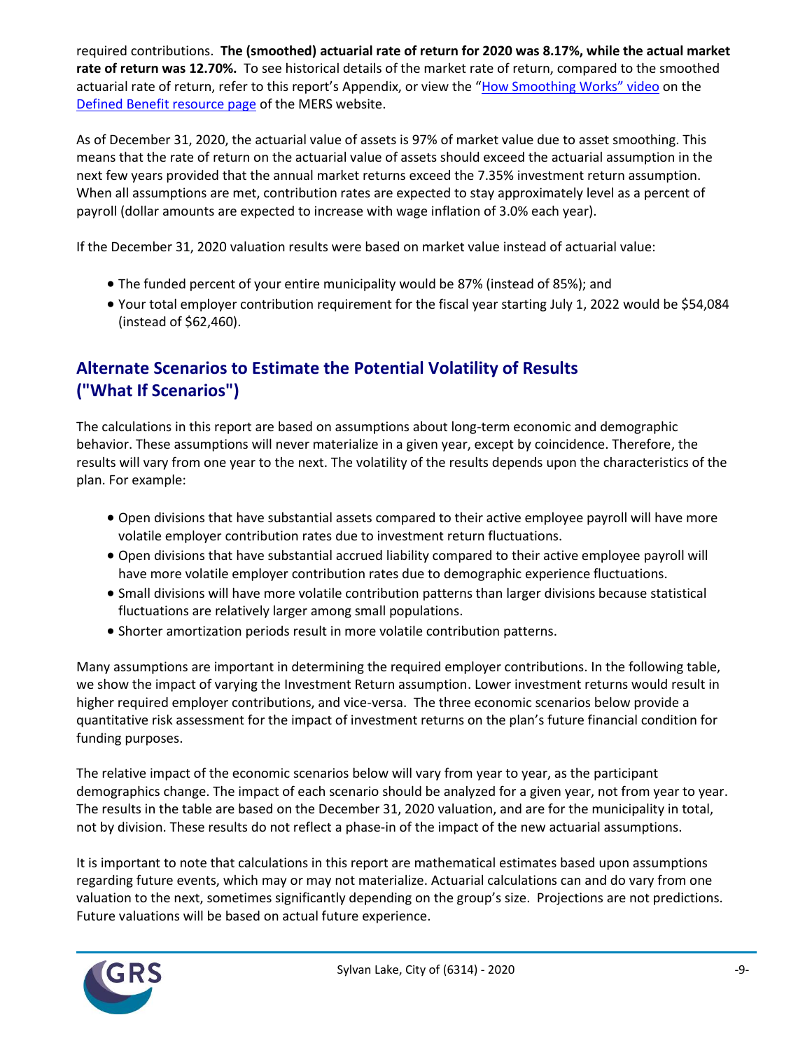required contributions. **The (smoothed) actuarial rate of return for 2020 was 8.17%, while the actual market rate of return was 12.70%.** To see historical details of the market rate of return, compared to the smoothed actuarial rate of return, refer to this report's Appendix, or view the "How Smoothing Works" video on the Defined Benefit resource page of the MERS website.

As of December 31, 2020, the actuarial value of assets is 97% of market value due to asset smoothing. This means that the rate of return on the actuarial value of assets should exceed the actuarial assumption in the next few years provided that the annual market returns exceed the 7.35% investment return assumption. When all assumptions are met, contribution rates are expected to stay approximately level as a percent of payroll (dollar amounts are expected to increase with wage inflation of 3.0% each year).

If the December 31, 2020 valuation results were based on market value instead of actuarial value:

- The funded percent of your entire municipality would be 87% (instead of 85%); and
- Your total employer contribution requirement for the fiscal year starting July 1, 2022 would be $54,084 (instead of $62,460).

## Alternate Scenarios to Estimate the Potential Volatility of Results ("What If Scenarios")

The calculations in this report are based on assumptions about long-term economic and demographic behavior. These assumptions will never materialize in a given year, except by coincidence. Therefore, the results will vary from one year to the next. The volatility of the results depends upon the characteristics of the plan. For example:

- Open divisions that have substantial assets compared to their active employee payroll will have more volatile employer contribution rates due to investment return fluctuations.
- Open divisions that have substantial accrued liability compared to their active employee payroll will have more volatile employer contribution rates due to demographic experience fluctuations.
- Small divisions will have more volatile contribution patterns than larger divisions because statistical fluctuations are relatively larger among small populations.
- Shorter amortization periods result in more volatile contribution patterns.

Many assumptions are important in determining the required employer contributions. In the following table, we show the impact of varying the Investment Return assumption. Lower investment returns would result in higher required employer contributions, and vice-versa. The three economic scenarios below provide a quantitative risk assessment for the impact of investment returns on the plan's future financial condition for funding purposes.

The relative impact of the economic scenarios below will vary from year to year, as the participant demographics change. The impact of each scenario should be analyzed for a given year, not from year to year. The results in the table are based on the December 31, 2020 valuation, and are for the municipality in total, not by division. These results do not reflect a phase-in of the impact of the new actuarial assumptions.

It is important to note that calculations in this report are mathematical estimates based upon assumptions regarding future events, which may or may not materialize. Actuarial calculations can and do vary from one valuation to the next, sometimes significantly depending on the group's size. Projections are not predictions. Future valuations will be based on actual future experience.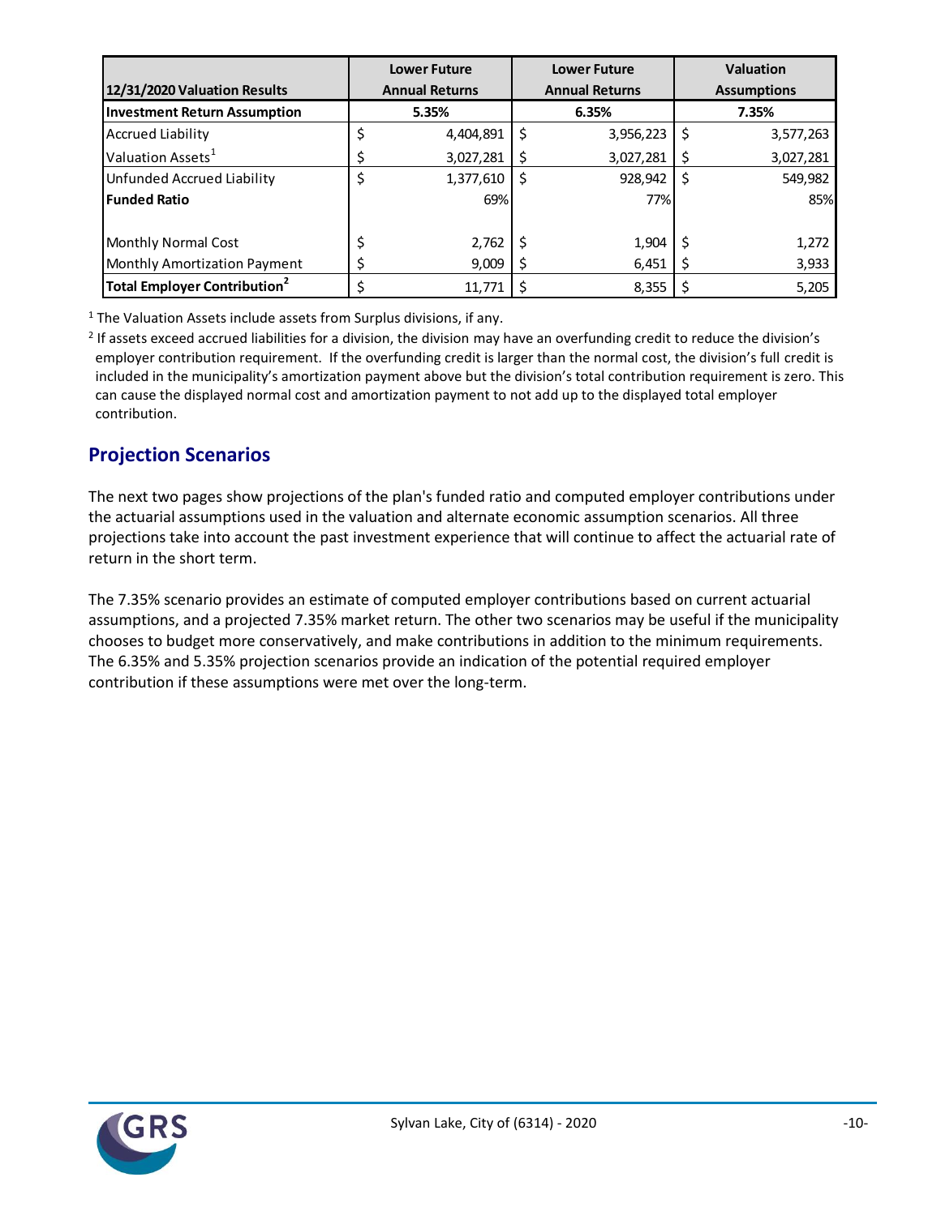| 12/31/2020 Valuation Results | Lower Future Annual Returns | Lower Future Annual Returns | Valuation Assumptions |
|---|---|---|---|
| **Investment Return Assumption** | **5.35%** | **6.35%** | **7.35%** |
| Accrued Liability | $ 4,404,891 | $ 3,956,223 | $ 3,577,263 |
| Valuation Assets[1] | $ 3,027,281 | $ 3,027,281 | $ 3,027,281 |
| Unfunded Accrued Liability | $ 1,377,610 | $ 928,942 | $ 549,982 |
| **Funded Ratio** | 69% | 77% | 85% |
| | | | |
| Monthly Normal Cost | $ 2,762 | $ 1,904 | $ 1,272 |
| Monthly Amortization Payment | $ 9,009 | $ 6,451 | $ 3,933 |
| **Total Employer Contribution[2]** | $ 11,771 | $ 8,355 | $ 5,205 |

[1] The Valuation Assets include assets from Surplus divisions, if any.

[2] If assets exceed accrued liabilities for a division, the division may have an overfunding credit to reduce the division's employer contribution requirement. If the overfunding credit is larger than the normal cost, the division's full credit is included in the municipality's amortization payment above but the division's total contribution requirement is zero. This can cause the displayed normal cost and amortization payment to not add up to the displayed total employer contribution.

## Projection Scenarios

The next two pages show projections of the plan's funded ratio and computed employer contributions under the actuarial assumptions used in the valuation and alternate economic assumption scenarios. All three projections take into account the past investment experience that will continue to affect the actuarial rate of return in the short term.

The 7.35% scenario provides an estimate of computed employer contributions based on current actuarial assumptions, and a projected 7.35% market return. The other two scenarios may be useful if the municipality chooses to budget more conservatively, and make contributions in addition to the minimum requirements. The 6.35% and 5.35% projection scenarios provide an indication of the potential required employer contribution if these assumptions were met over the long-term.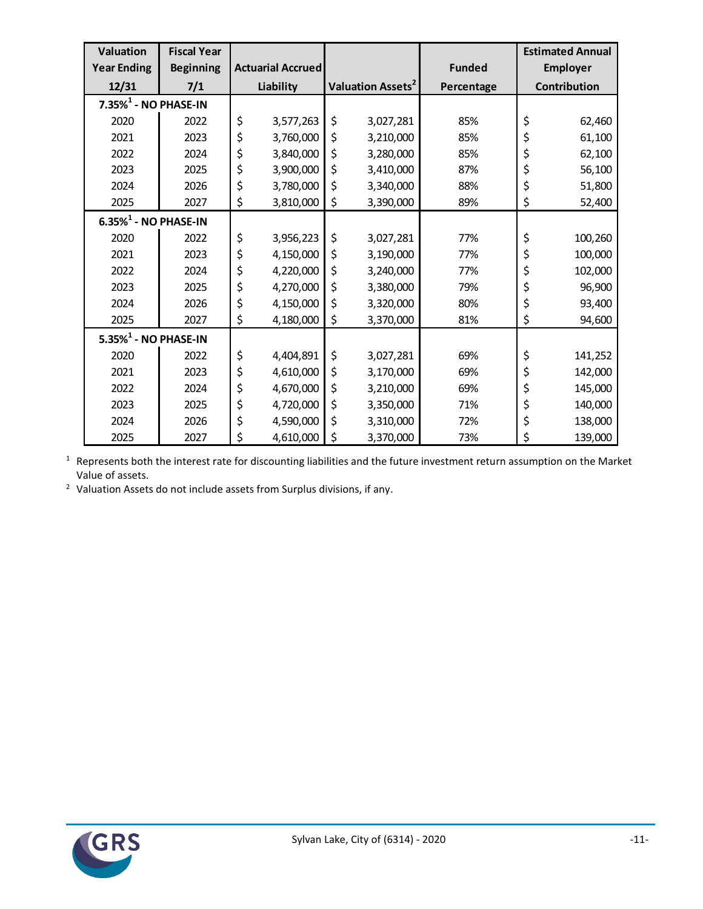| Valuation Year Ending 12/31 | Fiscal Year Beginning 7/1 | Actuarial Accrued Liability | Valuation Assets[2] | Funded Percentage | Estimated Annual Employer Contribution |
|---|---|---|---|---|---|
| **7.35%[1] - NO PHASE-IN** | | | | | |
| 2020 | 2022 | $ 3,577,263 | $ 3,027,281 | 85% | $ 62,460 |
| 2021 | 2023 | $ 3,760,000 | $ 3,210,000 | 85% | $ 61,100 |
| 2022 | 2024 | $ 3,840,000 | $ 3,280,000 | 85% | $ 62,100 |
| 2023 | 2025 | $ 3,900,000 | $ 3,410,000 | 87% | $ 56,100 |
| 2024 | 2026 | $ 3,780,000 | $ 3,340,000 | 88% | $ 51,800 |
| 2025 | 2027 | $ 3,810,000 | $ 3,390,000 | 89% | $ 52,400 |
| **6.35%[1] - NO PHASE-IN** | | | | | |
| 2020 | 2022 | $ 3,956,223 | $ 3,027,281 | 77% | $ 100,260 |
| 2021 | 2023 | $ 4,150,000 | $ 3,190,000 | 77% | $ 100,000 |
| 2022 | 2024 | $ 4,220,000 | $ 3,240,000 | 77% | $ 102,000 |
| 2023 | 2025 | $ 4,270,000 | $ 3,380,000 | 79% | $ 96,900 |
| 2024 | 2026 | $ 4,150,000 | $ 3,320,000 | 80% | $ 93,400 |
| 2025 | 2027 | $ 4,180,000 | $ 3,370,000 | 81% | $ 94,600 |
| **5.35%[1] - NO PHASE-IN** | | | | | |
| 2020 | 2022 | $ 4,404,891 | $ 3,027,281 | 69% | $ 141,252 |
| 2021 | 2023 | $ 4,610,000 | $ 3,170,000 | 69% | $ 142,000 |
| 2022 | 2024 | $ 4,670,000 | $ 3,210,000 | 69% | $ 145,000 |
| 2023 | 2025 | $ 4,720,000 | $ 3,350,000 | 71% | $ 140,000 |
| 2024 | 2026 | $ 4,590,000 | $ 3,310,000 | 72% | $ 138,000 |
| 2025 | 2027 | $ 4,610,000 | $ 3,370,000 | 73% | $ 139,000 |

[1] Represents both the interest rate for discounting liabilities and the future investment return assumption on the Market Value of assets.

[2] Valuation Assets do not include assets from Surplus divisions, if any.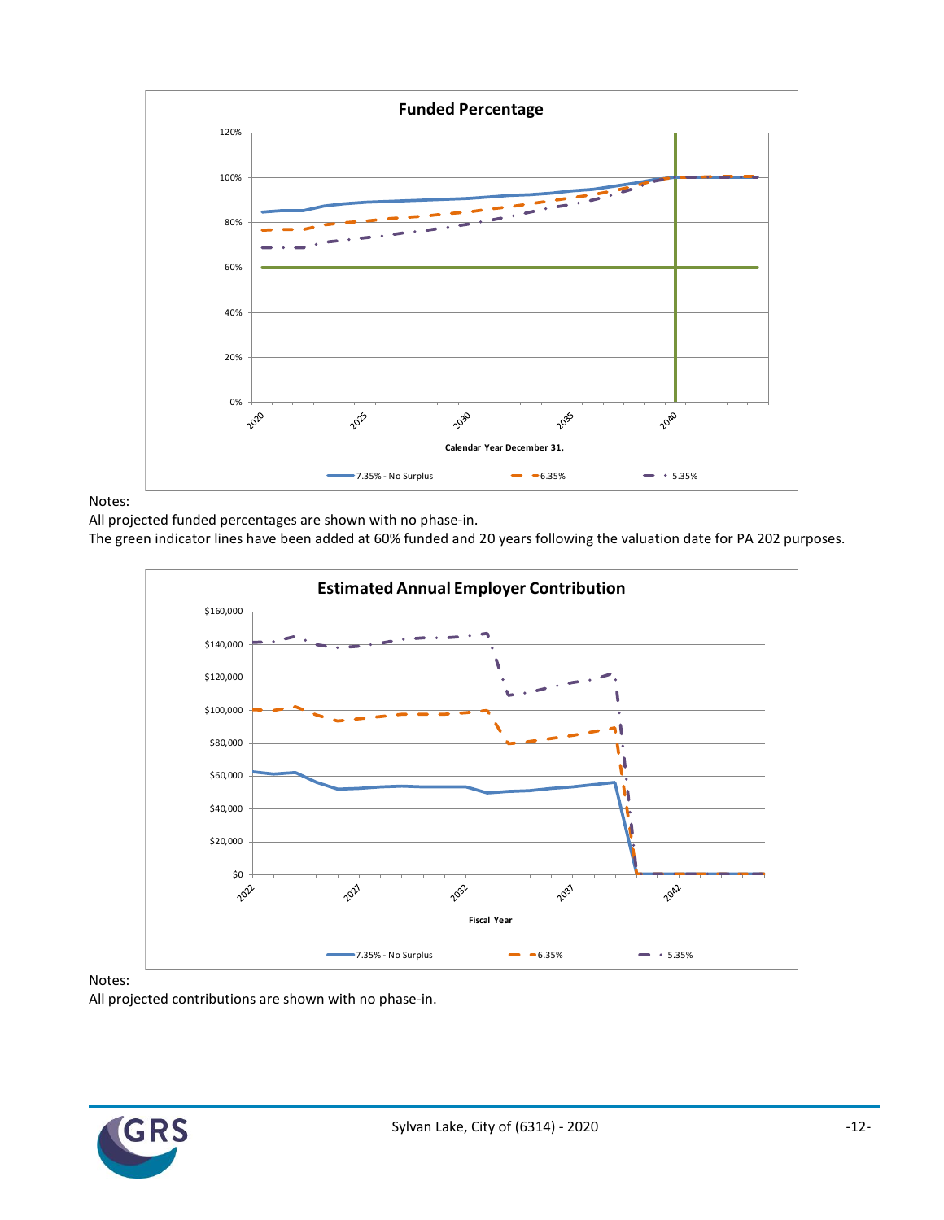**Funded Percentage**

Notes:

All projected funded percentages are shown with no phase-in.

The green indicator lines have been added at 60% funded and 20 years following the valuation date for PA 202 purposes.

**Estimated Annual Employer Contribution**

Notes:

All projected contributions are shown with no phase-in.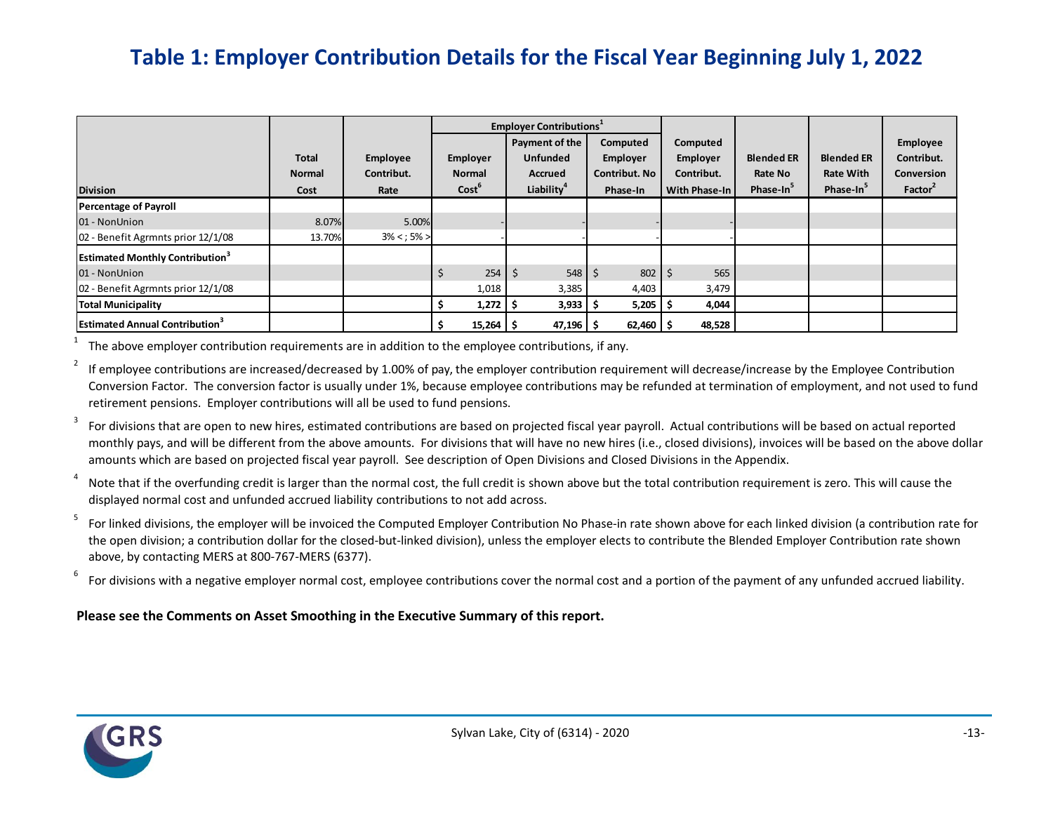# Table 1: Employer Contribution Details for the Fiscal Year Beginning July 1, 2022

| Division | Total Normal Cost | Employee Contribut. Rate | Employer Contributions[1] | | | | | | |
|---|---|---|---|---|---|---|---|---|---|
| | | | Employer Normal Cost[6] | Payment of the Unfunded Accrued Liability[4] | Computed Employer Contribut. No Phase-In | Computed Employer Contribut. With Phase-In | Blended ER Rate No Phase-In[5] | Blended ER Rate With Phase-In[5] | Employee Contribut. Conversion Factor[2] |
| **Percentage of Payroll** | | | | | | | | | |
| 01 - NonUnion | 8.07% | 5.00% | - | - | - | - | | | |
| 02 - Benefit Agrmnts prior 12/1/08 | 13.70% | 3% < ; 5% > | - | - | - | - | | | |
| **Estimated Monthly Contribution[3]** | | | | | | | | | |
| 01 - NonUnion | | | $ 254 | $ 548 | $ 802 | $ 565 | | | |
| 02 - Benefit Agrmnts prior 12/1/08 | | | 1,018 | 3,385 | 4,403 | 3,479 | | | |
| **Total Municipality** | | | **$ 1,272** | **$ 3,933** | **$ 5,205** | **$ 4,044** | | | |
| **Estimated Annual Contribution[3]** | | | **$ 15,264** | **$ 47,196** | **$ 62,460** | **$ 48,528** | | | |

[1] The above employer contribution requirements are in addition to the employee contributions, if any.

[2] If employee contributions are increased/decreased by 1.00% of pay, the employer contribution requirement will decrease/increase by the Employee Contribution Conversion Factor. The conversion factor is usually under 1%, because employee contributions may be refunded at termination of employment, and not used to fund retirement pensions. Employer contributions will all be used to fund pensions.

[3] For divisions that are open to new hires, estimated contributions are based on projected fiscal year payroll. Actual contributions will be based on actual reported monthly pays, and will be different from the above amounts. For divisions that will have no new hires (i.e., closed divisions), invoices will be based on the above dollar amounts which are based on projected fiscal year payroll. See description of Open Divisions and Closed Divisions in the Appendix.

[4] Note that if the overfunding credit is larger than the normal cost, the full credit is shown above but the total contribution requirement is zero. This will cause the displayed normal cost and unfunded accrued liability contributions to not add across.

[5] For linked divisions, the employer will be invoiced the Computed Employer Contribution No Phase-in rate shown above for each linked division (a contribution rate for the open division; a contribution dollar for the closed-but-linked division), unless the employer elects to contribute the Blended Employer Contribution rate shown above, by contacting MERS at 800-767-MERS (6377).

[6] For divisions with a negative employer normal cost, employee contributions cover the normal cost and a portion of the payment of any unfunded accrued liability.

**Please see the Comments on Asset Smoothing in the Executive Summary of this report.**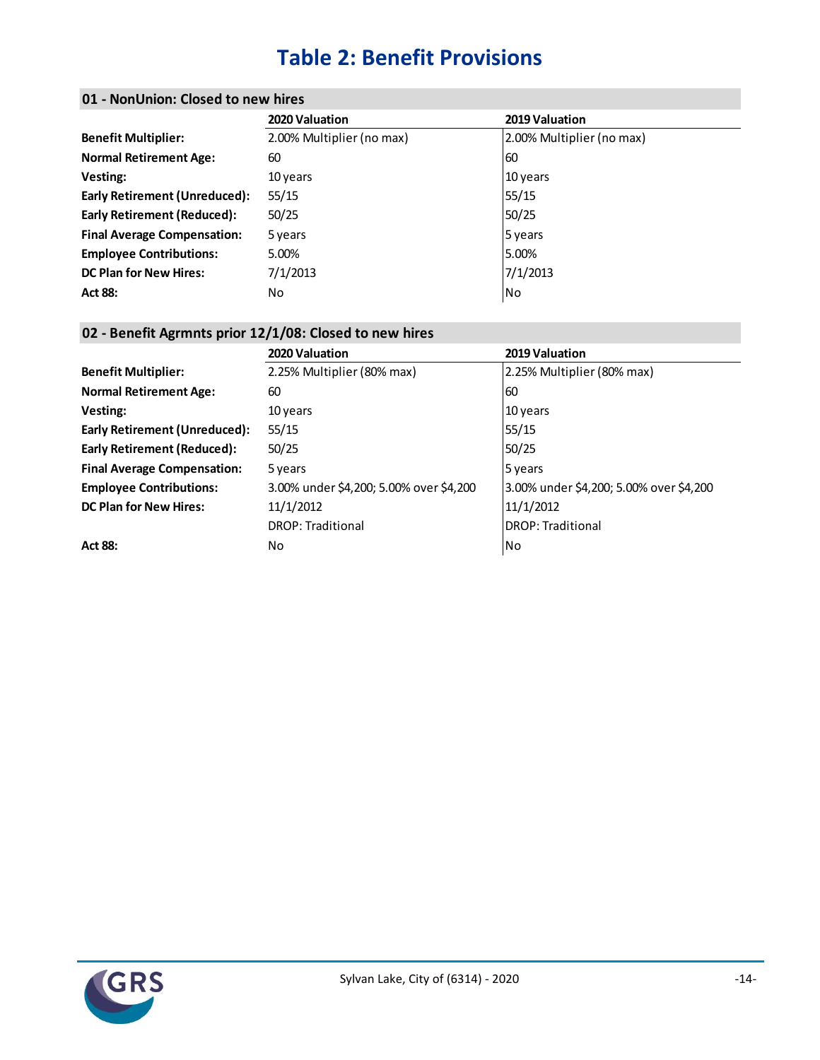# Table 2: Benefit Provisions

### 01 - NonUnion: Closed to new hires

| | 2020 Valuation | 2019 Valuation |
|---|---|---|
| **Benefit Multiplier:** | 2.00% Multiplier (no max) | 2.00% Multiplier (no max) |
| **Normal Retirement Age:** | 60 | 60 |
| **Vesting:** | 10 years | 10 years |
| **Early Retirement (Unreduced):** | 55/15 | 55/15 |
| **Early Retirement (Reduced):** | 50/25 | 50/25 |
| **Final Average Compensation:** | 5 years | 5 years |
| **Employee Contributions:** | 5.00% | 5.00% |
| **DC Plan for New Hires:** | 7/1/2013 | 7/1/2013 |
| **Act 88:** | No | No |

### 02 - Benefit Agrmnts prior 12/1/08: Closed to new hires

| | 2020 Valuation | 2019 Valuation |
|---|---|---|
| **Benefit Multiplier:** | 2.25% Multiplier (80% max) | 2.25% Multiplier (80% max) |
| **Normal Retirement Age:** | 60 | 60 |
| **Vesting:** | 10 years | 10 years |
| **Early Retirement (Unreduced):** | 55/15 | 55/15 |
| **Early Retirement (Reduced):** | 50/25 | 50/25 |
| **Final Average Compensation:** | 5 years | 5 years |
| **Employee Contributions:** | 3.00% under $4,200; 5.00% over $4,200 | 3.00% under $4,200; 5.00% over $4,200 |
| **DC Plan for New Hires:** | 11/1/2012 | 11/1/2012 |
| | DROP: Traditional | DROP: Traditional |
| **Act 88:** | No | No |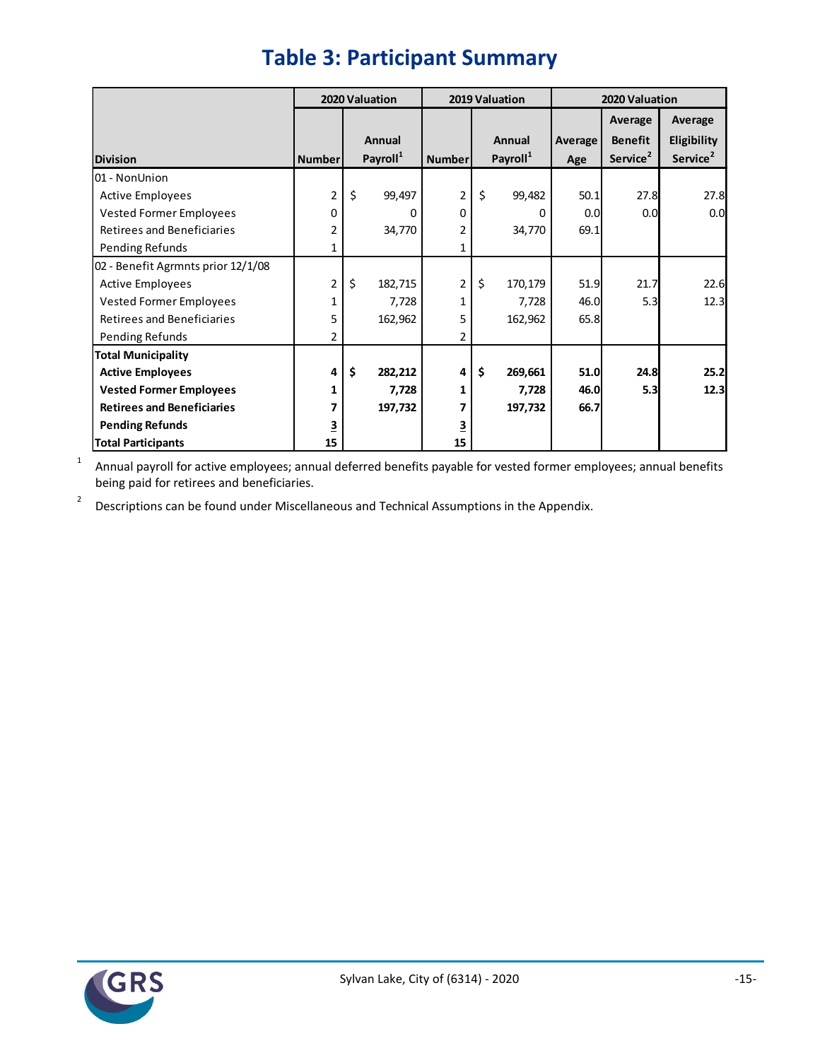# Table 3: Participant Summary

| Division | 2020 Valuation | | 2019 Valuation | | 2020 Valuation | | |
|---|---|---|---|---|---|---|---|
| | Number | Annual Payroll[1] | Number | Annual Payroll[1] | Average Age | Average Benefit Service[2] | Average Eligibility Service[2] |
| 01 - NonUnion | | | | | | | |
| Active Employees | 2 | $ 99,497 | 2 | $ 99,482 | 50.1 | 27.8 | 27.8 |
| Vested Former Employees | 0 | 0 | 0 | 0 | 0.0 | 0.0 | 0.0 |
| Retirees and Beneficiaries | 2 | 34,770 | 2 | 34,770 | 69.1 | | |
| Pending Refunds | 1 | | 1 | | | | |
| 02 - Benefit Agrmnts prior 12/1/08 | | | | | | | |
| Active Employees | 2 | $ 182,715 | 2 | $ 170,179 | 51.9 | 21.7 | 22.6 |
| Vested Former Employees | 1 | 7,728 | 1 | 7,728 | 46.0 | 5.3 | 12.3 |
| Retirees and Beneficiaries | 5 | 162,962 | 5 | 162,962 | 65.8 | | |
| Pending Refunds | 2 | | 2 | | | | |
| **Total Municipality** | | | | | | | |
| **Active Employees** | **4** | **$ 282,212** | **4** | **$ 269,661** | **51.0** | **24.8** | **25.2** |
| **Vested Former Employees** | **1** | **7,728** | **1** | **7,728** | **46.0** | **5.3** | **12.3** |
| **Retirees and Beneficiaries** | **7** | **197,732** | **7** | **197,732** | **66.7** | | |
| **Pending Refunds** | **3** | | **3** | | | | |
| **Total Participants** | **15** | | **15** | | | | |

[1] Annual payroll for active employees; annual deferred benefits payable for vested former employees; annual benefits being paid for retirees and beneficiaries.

[2] Descriptions can be found under Miscellaneous and Technical Assumptions in the Appendix.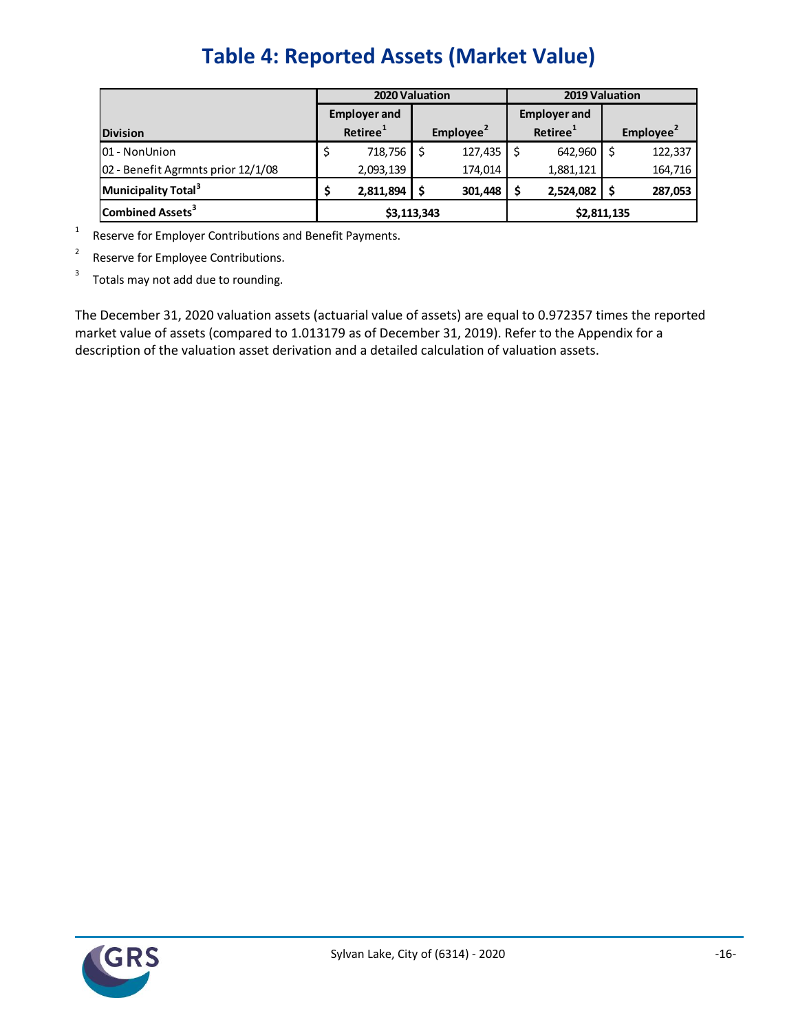# Table 4: Reported Assets (Market Value)

| Division | 2020 Valuation | | 2019 Valuation | |
|---|---|---|---|---|
| | Employer and Retiree[1] | Employee[2] | Employer and Retiree[1] | Employee[2] |
| 01 - NonUnion | $ 718,756 | $ 127,435 | $ 642,960 | $ 122,337 |
| 02 - Benefit Agrmnts prior 12/1/08 | 2,093,139 | 174,014 | 1,881,121 | 164,716 |
| **Municipality Total[3]** | **$ 2,811,894** | **$ 301,448** | **$ 2,524,082** | **$ 287,053** |
| **Combined Assets[3]** | **$3,113,343** | | **$2,811,135** | |

[1] Reserve for Employer Contributions and Benefit Payments.

[2] Reserve for Employee Contributions.

[3] Totals may not add due to rounding.

The December 31, 2020 valuation assets (actuarial value of assets) are equal to 0.972357 times the reported market value of assets (compared to 1.013179 as of December 31, 2019). Refer to the Appendix for a description of the valuation asset derivation and a detailed calculation of valuation assets.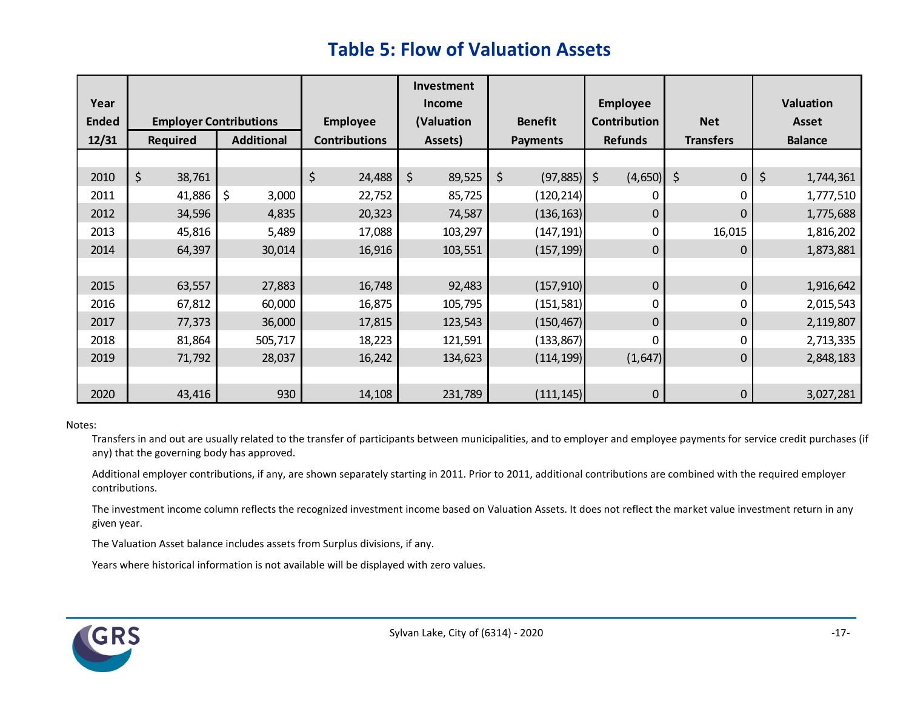# Table 5: Flow of Valuation Assets

| Year Ended 12/31 | Employer Contributions | | Employee Contributions | Investment Income (Valuation Assets) | Benefit Payments | Employee Contribution Refunds | Net Transfers | Valuation Asset Balance |
|---|---|---|---|---|---|---|---|---|
| | Required | Additional | | | | | | |
| 2010 | $ 38,761 | | $ 24,488 | $ 89,525 | $ (97,885) | $ (4,650) | $ 0 | $ 1,744,361 |
| 2011 | 41,886 | $ 3,000 | 22,752 | 85,725 | (120,214) | 0 | 0 | 1,777,510 |
| 2012 | 34,596 | 4,835 | 20,323 | 74,587 | (136,163) | 0 | 0 | 1,775,688 |
| 2013 | 45,816 | 5,489 | 17,088 | 103,297 | (147,191) | 0 | 16,015 | 1,816,202 |
| 2014 | 64,397 | 30,014 | 16,916 | 103,551 | (157,199) | 0 | 0 | 1,873,881 |
| 2015 | 63,557 | 27,883 | 16,748 | 92,483 | (157,910) | 0 | 0 | 1,916,642 |
| 2016 | 67,812 | 60,000 | 16,875 | 105,795 | (151,581) | 0 | 0 | 2,015,543 |
| 2017 | 77,373 | 36,000 | 17,815 | 123,543 | (150,467) | 0 | 0 | 2,119,807 |
| 2018 | 81,864 | 505,717 | 18,223 | 121,591 | (133,867) | 0 | 0 | 2,713,335 |
| 2019 | 71,792 | 28,037 | 16,242 | 134,623 | (114,199) | (1,647) | 0 | 2,848,183 |
| 2020 | 43,416 | 930 | 14,108 | 231,789 | (111,145) | 0 | 0 | 3,027,281 |

Notes:

Transfers in and out are usually related to the transfer of participants between municipalities, and to employer and employee payments for service credit purchases (if any) that the governing body has approved.

Additional employer contributions, if any, are shown separately starting in 2011. Prior to 2011, additional contributions are combined with the required employer contributions.

The investment income column reflects the recognized investment income based on Valuation Assets. It does not reflect the market value investment return in any given year.

The Valuation Asset balance includes assets from Surplus divisions, if any.

Years where historical information is not available will be displayed with zero values.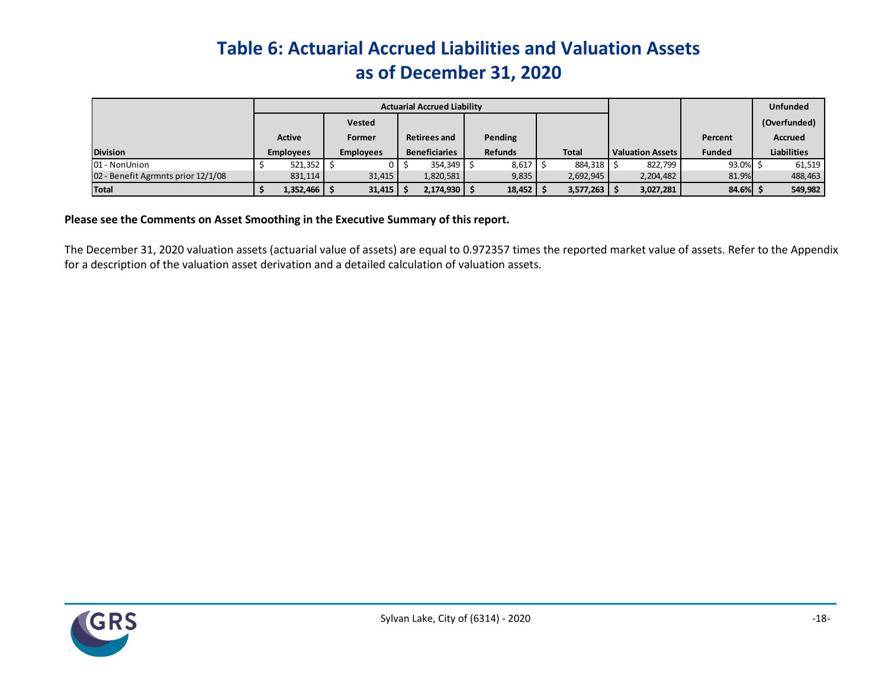# Table 6: Actuarial Accrued Liabilities and Valuation Assets as of December 31, 2020

| Division | Actuarial Accrued Liability | | | | | Valuation Assets | Percent Funded | Unfunded (Overfunded) Accrued Liabilities |
|---|---|---|---|---|---|---|---|---|
| | Active Employees | Vested Former Employees | Retirees and Beneficiaries | Pending Refunds | Total | | | |
| 01 - NonUnion | $ 521,352 | $ 0 | $ 354,349 | $ 8,617 | $ 884,318 | $ 822,799 | 93.0% | $ 61,519 |
| 02 - Benefit Agrmnts prior 12/1/08 | 831,114 | 31,415 | 1,820,581 | 9,835 | 2,692,945 | 2,204,482 | 81.9% | 488,463 |
| **Total** | **$ 1,352,466** | **$ 31,415** | **$ 2,174,930** | **$ 18,452** | **$ 3,577,263** | **$ 3,027,281** | **84.6%** | **$ 549,982** |

**Please see the Comments on Asset Smoothing in the Executive Summary of this report.**

The December 31, 2020 valuation assets (actuarial value of assets) are equal to 0.972357 times the reported market value of assets. Refer to the Appendix for a description of the valuation asset derivation and a detailed calculation of valuation assets.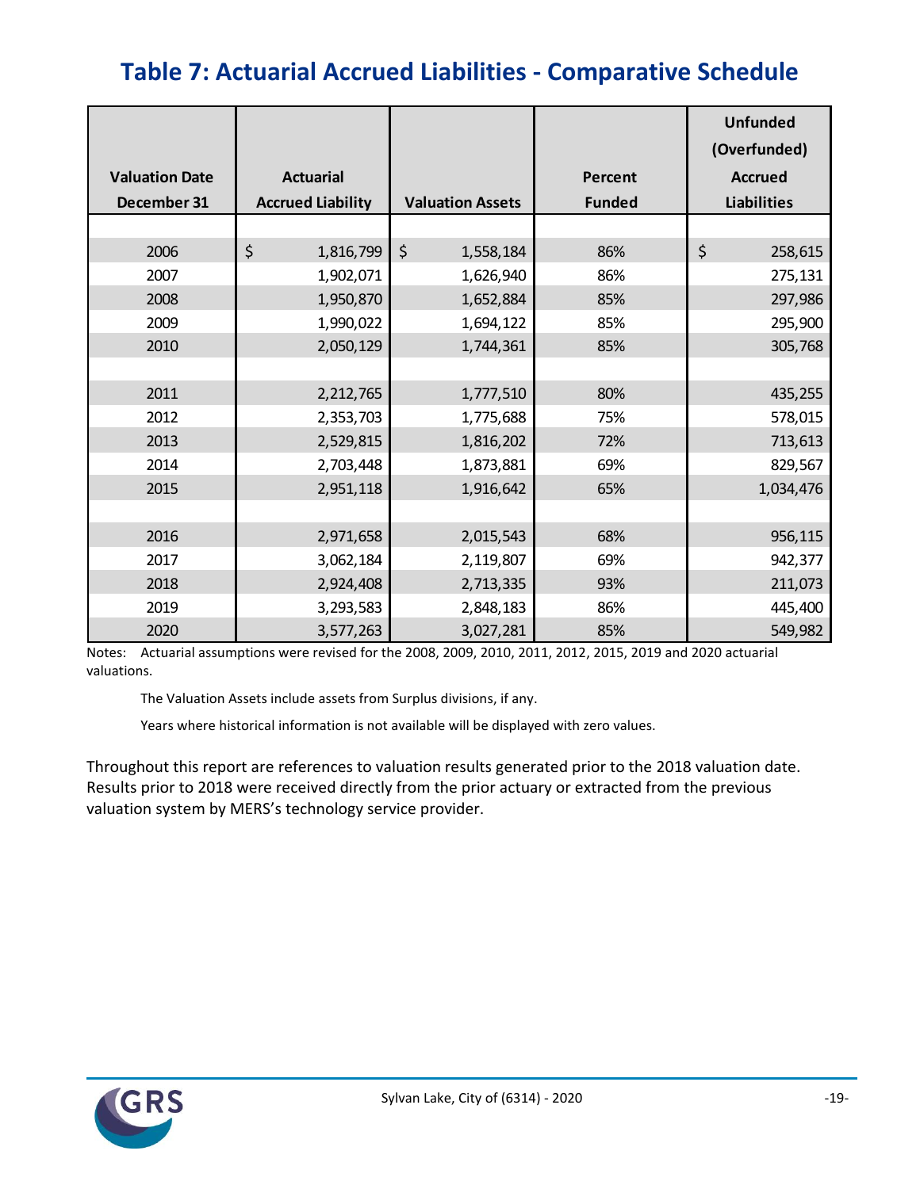## Table 7: Actuarial Accrued Liabilities - Comparative Schedule

| Valuation Date December 31 | Actuarial Accrued Liability | Valuation Assets | Percent Funded | Unfunded (Overfunded) Accrued Liabilities |
|---|---|---|---|---|
| 2006 | $ 1,816,799 | $ 1,558,184 | 86% | $ 258,615 |
| 2007 | 1,902,071 | 1,626,940 | 86% | 275,131 |
| 2008 | 1,950,870 | 1,652,884 | 85% | 297,986 |
| 2009 | 1,990,022 | 1,694,122 | 85% | 295,900 |
| 2010 | 2,050,129 | 1,744,361 | 85% | 305,768 |
| 2011 | 2,212,765 | 1,777,510 | 80% | 435,255 |
| 2012 | 2,353,703 | 1,775,688 | 75% | 578,015 |
| 2013 | 2,529,815 | 1,816,202 | 72% | 713,613 |
| 2014 | 2,703,448 | 1,873,881 | 69% | 829,567 |
| 2015 | 2,951,118 | 1,916,642 | 65% | 1,034,476 |
| 2016 | 2,971,658 | 2,015,543 | 68% | 956,115 |
| 2017 | 3,062,184 | 2,119,807 | 69% | 942,377 |
| 2018 | 2,924,408 | 2,713,335 | 93% | 211,073 |
| 2019 | 3,293,583 | 2,848,183 | 86% | 445,400 |
| 2020 | 3,577,263 | 3,027,281 | 85% | 549,982 |

Notes: Actuarial assumptions were revised for the 2008, 2009, 2010, 2011, 2012, 2015, 2019 and 2020 actuarial valuations.

The Valuation Assets include assets from Surplus divisions, if any.

Years where historical information is not available will be displayed with zero values.

Throughout this report are references to valuation results generated prior to the 2018 valuation date. Results prior to 2018 were received directly from the prior actuary or extracted from the previous valuation system by MERS's technology service provider.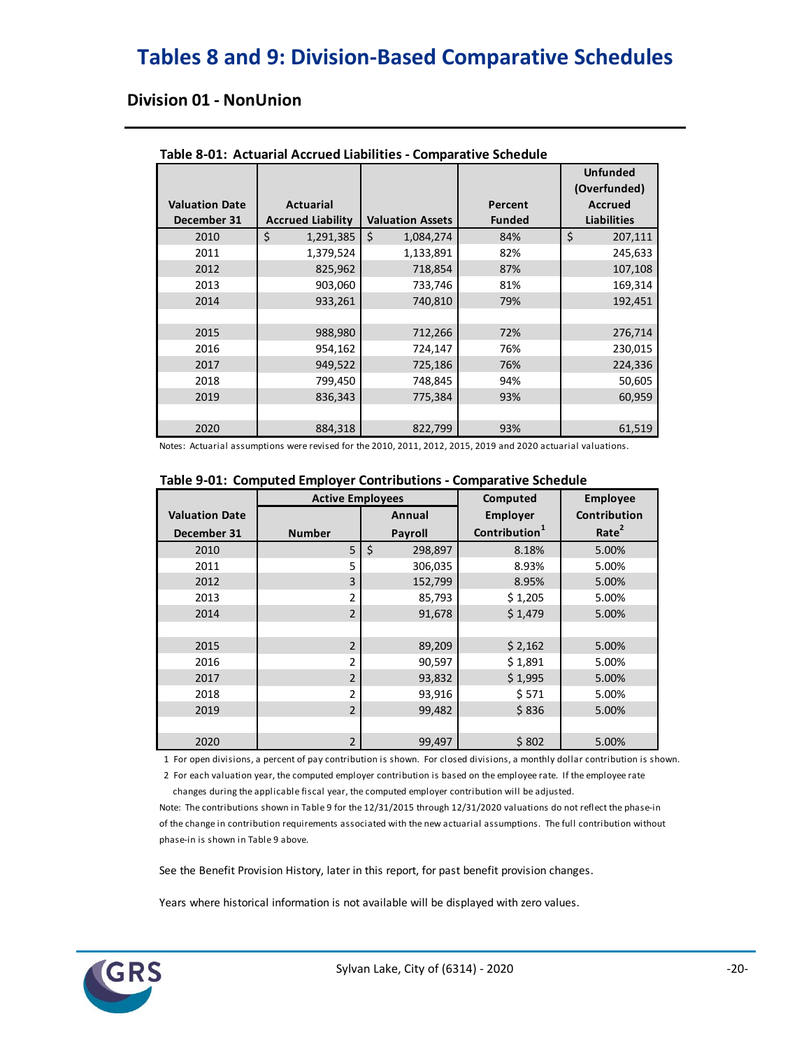# Tables 8 and 9: Division-Based Comparative Schedules

## Division 01 - NonUnion

**Table 8-01: Actuarial Accrued Liabilities - Comparative Schedule**

| Valuation Date December 31 | Actuarial Accrued Liability | Valuation Assets | Percent Funded | Unfunded (Overfunded) Accrued Liabilities |
|---|---|---|---|---|
| 2010 | $ 1,291,385 | $ 1,084,274 | 84% | $ 207,111 |
| 2011 | 1,379,524 | 1,133,891 | 82% | 245,633 |
| 2012 | 825,962 | 718,854 | 87% | 107,108 |
| 2013 | 903,060 | 733,746 | 81% | 169,314 |
| 2014 | 933,261 | 740,810 | 79% | 192,451 |
| | | | | |
| 2015 | 988,980 | 712,266 | 72% | 276,714 |
| 2016 | 954,162 | 724,147 | 76% | 230,015 |
| 2017 | 949,522 | 725,186 | 76% | 224,336 |
| 2018 | 799,450 | 748,845 | 94% | 50,605 |
| 2019 | 836,343 | 775,384 | 93% | 60,959 |
| | | | | |
| 2020 | 884,318 | 822,799 | 93% | 61,519 |

Notes: Actuarial assumptions were revised for the 2010, 2011, 2012, 2015, 2019 and 2020 actuarial valuations.

**Table 9-01: Computed Employer Contributions - Comparative Schedule**

| Valuation Date December 31 | Active Employees | | Computed Employer Contribution[1] | Employee Contribution Rate[2] |
|---|---|---|---|---|
| | Number | Annual Payroll | | |
| 2010 | 5 | $ 298,897 | 8.18% | 5.00% |
| 2011 | 5 | 306,035 | 8.93% | 5.00% |
| 2012 | 3 | 152,799 | 8.95% | 5.00% |
| 2013 | 2 | 85,793 | $ 1,205 | 5.00% |
| 2014 | 2 | 91,678 | $ 1,479 | 5.00% |
| | | | | |
| 2015 | 2 | 89,209 | $ 2,162 | 5.00% |
| 2016 | 2 | 90,597 | $ 1,891 | 5.00% |
| 2017 | 2 | 93,832 | $ 1,995 | 5.00% |
| 2018 | 2 | 93,916 | $ 571 | 5.00% |
| 2019 | 2 | 99,482 | $ 836 | 5.00% |
| | | | | |
| 2020 | 2 | 99,497 | $ 802 | 5.00% |

1 For open divisions, a percent of pay contribution is shown. For closed divisions, a monthly dollar contribution is shown.

2 For each valuation year, the computed employer contribution is based on the employee rate. If the employee rate changes during the applicable fiscal year, the computed employer contribution will be adjusted.

Note: The contributions shown in Table 9 for the 12/31/2015 through 12/31/2020 valuations do not reflect the phase-in of the change in contribution requirements associated with the new actuarial assumptions. The full contribution without phase-in is shown in Table 9 above.

See the Benefit Provision History, later in this report, for past benefit provision changes.

Years where historical information is not available will be displayed with zero values.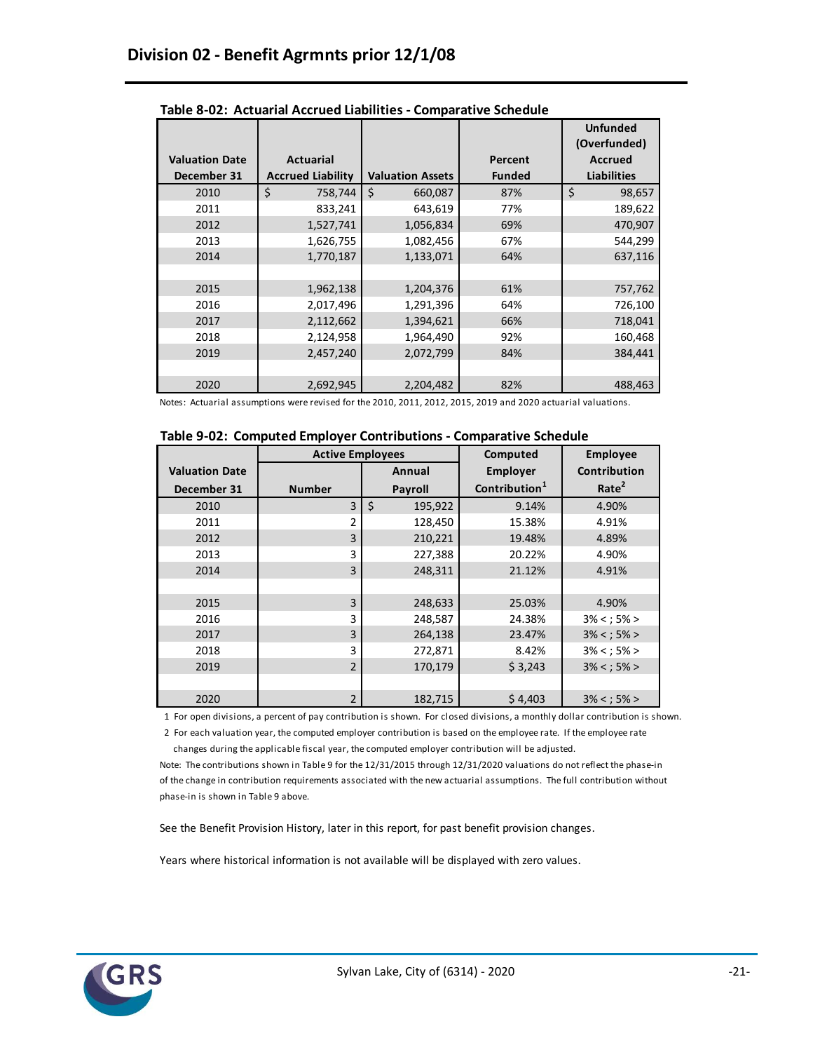# Division 02 - Benefit Agrmnts prior 12/1/08

**Table 8-02: Actuarial Accrued Liabilities - Comparative Schedule**

| Valuation Date December 31 | Actuarial Accrued Liability | Valuation Assets | Percent Funded | Unfunded (Overfunded) Accrued Liabilities |
|---|---|---|---|---|
| 2010 | $ 758,744 | $ 660,087 | 87% | $ 98,657 |
| 2011 | 833,241 | 643,619 | 77% | 189,622 |
| 2012 | 1,527,741 | 1,056,834 | 69% | 470,907 |
| 2013 | 1,626,755 | 1,082,456 | 67% | 544,299 |
| 2014 | 1,770,187 | 1,133,071 | 64% | 637,116 |
| | | | | |
| 2015 | 1,962,138 | 1,204,376 | 61% | 757,762 |
| 2016 | 2,017,496 | 1,291,396 | 64% | 726,100 |
| 2017 | 2,112,662 | 1,394,621 | 66% | 718,041 |
| 2018 | 2,124,958 | 1,964,490 | 92% | 160,468 |
| 2019 | 2,457,240 | 2,072,799 | 84% | 384,441 |
| | | | | |
| 2020 | 2,692,945 | 2,204,482 | 82% | 488,463 |

Notes: Actuarial assumptions were revised for the 2010, 2011, 2012, 2015, 2019 and 2020 actuarial valuations.

**Table 9-02: Computed Employer Contributions - Comparative Schedule**

| Valuation Date December 31 | Active Employees | | Computed Employer Contribution[1] | Employee Contribution Rate[2] |
|---|---|---|---|---|
| | Number | Annual Payroll | | |
| 2010 | 3 | $ 195,922 | 9.14% | 4.90% |
| 2011 | 2 | 128,450 | 15.38% | 4.91% |
| 2012 | 3 | 210,221 | 19.48% | 4.89% |
| 2013 | 3 | 227,388 | 20.22% | 4.90% |
| 2014 | 3 | 248,311 | 21.12% | 4.91% |
| | | | | |
| 2015 | 3 | 248,633 | 25.03% | 4.90% |
| 2016 | 3 | 248,587 | 24.38% | 3% < ; 5% > |
| 2017 | 3 | 264,138 | 23.47% | 3% < ; 5% > |
| 2018 | 3 | 272,871 | 8.42% | 3% < ; 5% > |
| 2019 | 2 | 170,179 | $ 3,243 | 3% < ; 5% > |
| | | | | |
| 2020 | 2 | 182,715 | $ 4,403 | 3% < ; 5% > |

1 For open divisions, a percent of pay contribution is shown. For closed divisions, a monthly dollar contribution is shown.

2 For each valuation year, the computed employer contribution is based on the employee rate. If the employee rate changes during the applicable fiscal year, the computed employer contribution will be adjusted.

Note: The contributions shown in Table 9 for the 12/31/2015 through 12/31/2020 valuations do not reflect the phase-in of the change in contribution requirements associated with the new actuarial assumptions. The full contribution without phase-in is shown in Table 9 above.

See the Benefit Provision History, later in this report, for past benefit provision changes.

Years where historical information is not available will be displayed with zero values.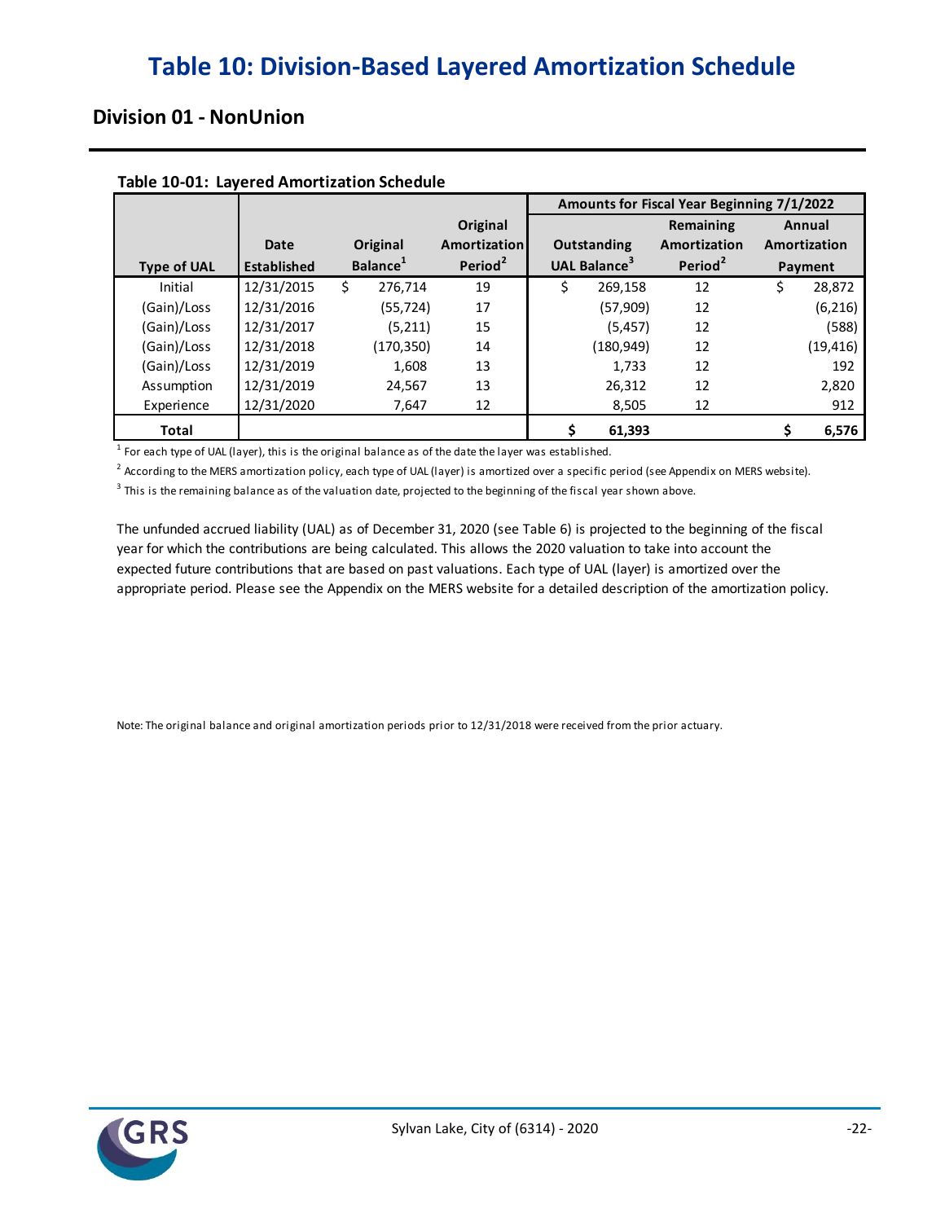# Table 10: Division-Based Layered Amortization Schedule

## Division 01 - NonUnion

**Table 10-01: Layered Amortization Schedule**

| | | | | Amounts for Fiscal Year Beginning 7/1/2022 | | |
|---|---|---|---|---|---|---|
| Type of UAL | Date Established | Original Balance[1] | Original Amortization Period[2] | Outstanding UAL Balance[3] | Remaining Amortization Period[2] | Annual Amortization Payment |
| Initial | 12/31/2015 | $ 276,714 | 19 | $ 269,158 | 12 | $ 28,872 |
| (Gain)/Loss | 12/31/2016 | (55,724) | 17 | (57,909) | 12 | (6,216) |
| (Gain)/Loss | 12/31/2017 | (5,211) | 15 | (5,457) | 12 | (588) |
| (Gain)/Loss | 12/31/2018 | (170,350) | 14 | (180,949) | 12 | (19,416) |
| (Gain)/Loss | 12/31/2019 | 1,608 | 13 | 1,733 | 12 | 192 |
| Assumption | 12/31/2019 | 24,567 | 13 | 26,312 | 12 | 2,820 |
| Experience | 12/31/2020 | 7,647 | 12 | 8,505 | 12 | 912 |
| **Total** | | | | **$ 61,393** | | **$ 6,576** |

[1] For each type of UAL (layer), this is the original balance as of the date the layer was established.

[2] According to the MERS amortization policy, each type of UAL (layer) is amortized over a specific period (see Appendix on MERS website).

[3] This is the remaining balance as of the valuation date, projected to the beginning of the fiscal year shown above.

The unfunded accrued liability (UAL) as of December 31, 2020 (see Table 6) is projected to the beginning of the fiscal year for which the contributions are being calculated. This allows the 2020 valuation to take into account the expected future contributions that are based on past valuations. Each type of UAL (layer) is amortized over the appropriate period. Please see the Appendix on the MERS website for a detailed description of the amortization policy.

Note: The original balance and original amortization periods prior to 12/31/2018 were received from the prior actuary.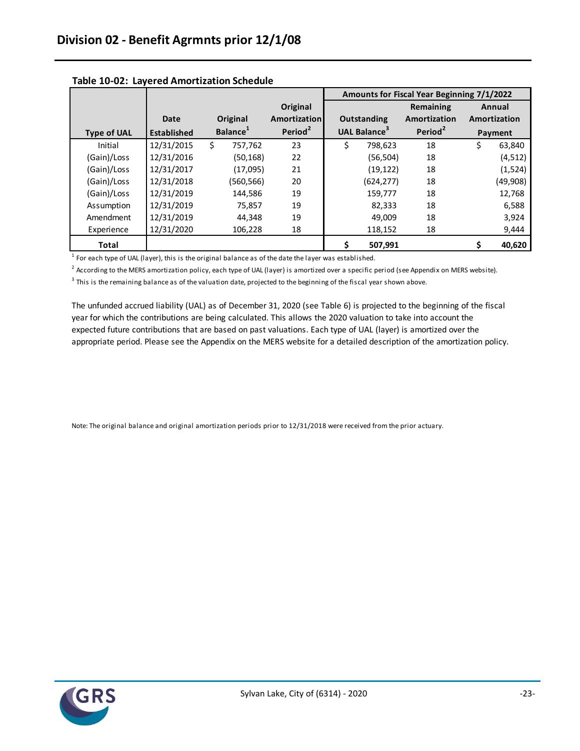## Division 02 - Benefit Agrmnts prior 12/1/08

**Table 10-02: Layered Amortization Schedule**

| | | | | Amounts for Fiscal Year Beginning 7/1/2022 | | |
|---|---|---|---|---|---|---|
| **Type of UAL** | **Date Established** | **Original Balance**[1] | **Original Amortization Period**[2] | **Outstanding UAL Balance**[3] | **Remaining Amortization Period**[2] | **Annual Amortization Payment** |
| Initial | 12/31/2015 | $ 757,762 | 23 | $ 798,623 | 18 | $ 63,840 |
| (Gain)/Loss | 12/31/2016 | (50,168) | 22 | (56,504) | 18 | (4,512) |
| (Gain)/Loss | 12/31/2017 | (17,095) | 21 | (19,122) | 18 | (1,524) |
| (Gain)/Loss | 12/31/2018 | (560,566) | 20 | (624,277) | 18 | (49,908) |
| (Gain)/Loss | 12/31/2019 | 144,586 | 19 | 159,777 | 18 | 12,768 |
| Assumption | 12/31/2019 | 75,857 | 19 | 82,333 | 18 | 6,588 |
| Amendment | 12/31/2019 | 44,348 | 19 | 49,009 | 18 | 3,924 |
| Experience | 12/31/2020 | 106,228 | 18 | 118,152 | 18 | 9,444 |
| **Total** | | | | **$ 507,991** | | **$ 40,620** |

[1] For each type of UAL (layer), this is the original balance as of the date the layer was established.

[2] According to the MERS amortization policy, each type of UAL (layer) is amortized over a specific period (see Appendix on MERS website).

[3] This is the remaining balance as of the valuation date, projected to the beginning of the fiscal year shown above.

The unfunded accrued liability (UAL) as of December 31, 2020 (see Table 6) is projected to the beginning of the fiscal year for which the contributions are being calculated. This allows the 2020 valuation to take into account the expected future contributions that are based on past valuations. Each type of UAL (layer) is amortized over the appropriate period. Please see the Appendix on the MERS website for a detailed description of the amortization policy.

Note: The original balance and original amortization periods prior to 12/31/2018 were received from the prior actuary.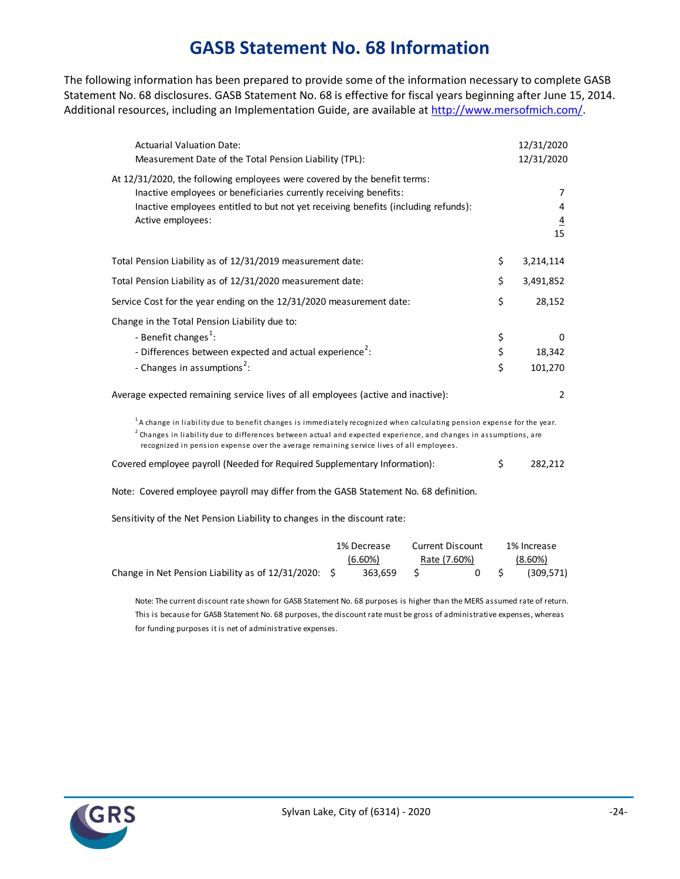# GASB Statement No. 68 Information

The following information has been prepared to provide some of the information necessary to complete GASB Statement No. 68 disclosures. GASB Statement No. 68 is effective for fiscal years beginning after June 15, 2014. Additional resources, including an Implementation Guide, are available at http://www.mersofmich.com/.

| | |
|---|---|
| Actuarial Valuation Date: | 12/31/2020 |
| Measurement Date of the Total Pension Liability (TPL): | 12/31/2020 |

At 12/31/2020, the following employees were covered by the benefit terms:

| | |
|---|---|
| Inactive employees or beneficiaries currently receiving benefits: | 7 |
| Inactive employees entitled to but not yet receiving benefits (including refunds): | 4 |
| Active employees: | 4 |
| | 15 |

| | |
|---|---|
| Total Pension Liability as of 12/31/2019 measurement date: | $ 3,214,114 |
| Total Pension Liability as of 12/31/2020 measurement date: | $ 3,491,852 |
| Service Cost for the year ending on the 12/31/2020 measurement date: | $ 28,152 |
| Change in the Total Pension Liability due to: | |
| - Benefit changes[1]: | $ 0 |
| - Differences between expected and actual experience[2]: | $ 18,342 |
| - Changes in assumptions[2]: | $ 101,270 |
| Average expected remaining service lives of all employees (active and inactive): | 2 |

[1] A change in liability due to benefit changes is immediately recognized when calculating pension expense for the year.
[2] Changes in liability due to differences between actual and expected experience, and changes in assumptions, are recognized in pension expense over the average remaining service lives of all employees.

Covered employee payroll (Needed for Required Supplementary Information): $ 282,212

Note: Covered employee payroll may differ from the GASB Statement No. 68 definition.

Sensitivity of the Net Pension Liability to changes in the discount rate:

| | 1% Decrease (6.60%) | Current Discount Rate (7.60%) | 1% Increase (8.60%) |
|---|---|---|---|
| Change in Net Pension Liability as of 12/31/2020: | $ 363,659 | $ 0 | $ (309,571) |

Note: The current discount rate shown for GASB Statement No. 68 purposes is higher than the MERS assumed rate of return. This is because for GASB Statement No. 68 purposes, the discount rate must be gross of administrative expenses, whereas for funding purposes it is net of administrative expenses.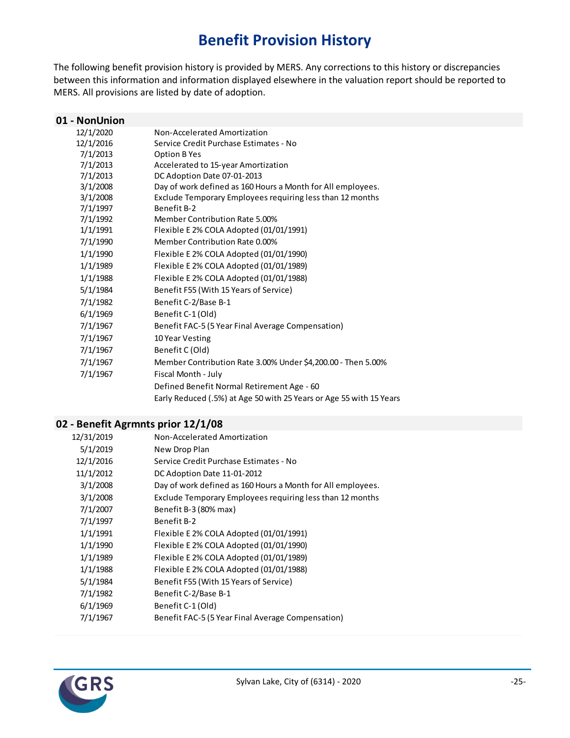# Benefit Provision History

The following benefit provision history is provided by MERS. Any corrections to this history or discrepancies between this information and information displayed elsewhere in the valuation report should be reported to MERS. All provisions are listed by date of adoption.

## 01 - NonUnion

| Date | Provision |
|---|---|
| 12/1/2020 | Non-Accelerated Amortization |
| 12/1/2016 | Service Credit Purchase Estimates - No |
| 7/1/2013 | Option B Yes |
| 7/1/2013 | Accelerated to 15-year Amortization |
| 7/1/2013 | DC Adoption Date 07-01-2013 |
| 3/1/2008 | Day of work defined as 160 Hours a Month for All employees. |
| 3/1/2008 | Exclude Temporary Employees requiring less than 12 months |
| 7/1/1997 | Benefit B-2 |
| 7/1/1992 | Member Contribution Rate 5.00% |
| 1/1/1991 | Flexible E 2% COLA Adopted (01/01/1991) |
| 7/1/1990 | Member Contribution Rate 0.00% |
| 1/1/1990 | Flexible E 2% COLA Adopted (01/01/1990) |
| 1/1/1989 | Flexible E 2% COLA Adopted (01/01/1989) |
| 1/1/1988 | Flexible E 2% COLA Adopted (01/01/1988) |
| 5/1/1984 | Benefit F55 (With 15 Years of Service) |
| 7/1/1982 | Benefit C-2/Base B-1 |
| 6/1/1969 | Benefit C-1 (Old) |
| 7/1/1967 | Benefit FAC-5 (5 Year Final Average Compensation) |
| 7/1/1967 | 10 Year Vesting |
| 7/1/1967 | Benefit C (Old) |
| 7/1/1967 | Member Contribution Rate 3.00% Under $4,200.00 - Then 5.00% |
| 7/1/1967 | Fiscal Month - July |
| | Defined Benefit Normal Retirement Age - 60 |
| | Early Reduced (.5%) at Age 50 with 25 Years or Age 55 with 15 Years |

## 02 - Benefit Agrmnts prior 12/1/08

| Date | Provision |
|---|---|
| 12/31/2019 | Non-Accelerated Amortization |
| 5/1/2019 | New Drop Plan |
| 12/1/2016 | Service Credit Purchase Estimates - No |
| 11/1/2012 | DC Adoption Date 11-01-2012 |
| 3/1/2008 | Day of work defined as 160 Hours a Month for All employees. |
| 3/1/2008 | Exclude Temporary Employees requiring less than 12 months |
| 7/1/2007 | Benefit B-3 (80% max) |
| 7/1/1997 | Benefit B-2 |
| 1/1/1991 | Flexible E 2% COLA Adopted (01/01/1991) |
| 1/1/1990 | Flexible E 2% COLA Adopted (01/01/1990) |
| 1/1/1989 | Flexible E 2% COLA Adopted (01/01/1989) |
| 1/1/1988 | Flexible E 2% COLA Adopted (01/01/1988) |
| 5/1/1984 | Benefit F55 (With 15 Years of Service) |
| 7/1/1982 | Benefit C-2/Base B-1 |
| 6/1/1969 | Benefit C-1 (Old) |
| 7/1/1967 | Benefit FAC-5 (5 Year Final Average Compensation) |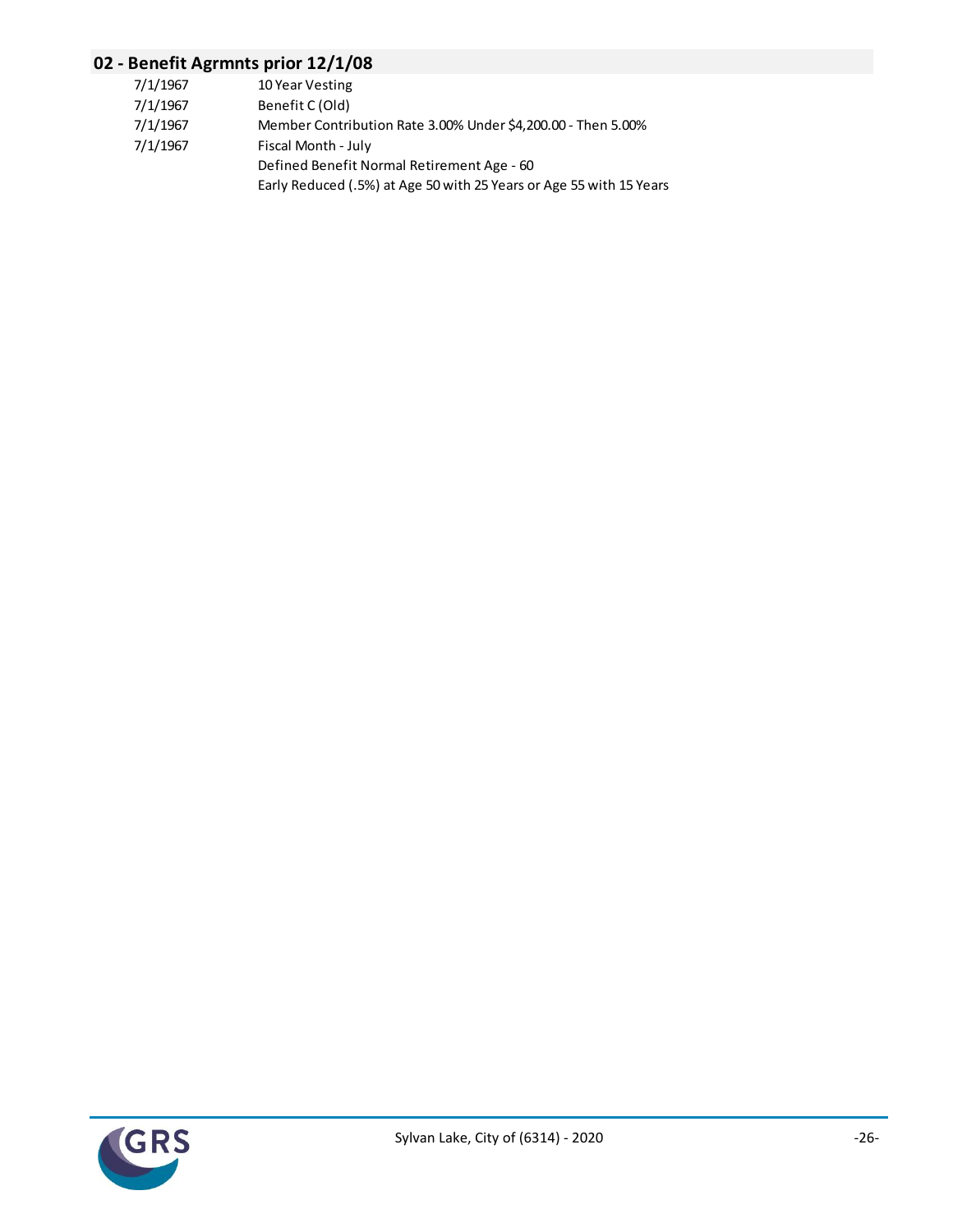## 02 - Benefit Agrmnts prior 12/1/08

| | |
|---|---|
| 7/1/1967 | 10 Year Vesting |
| 7/1/1967 | Benefit C (Old) |
| 7/1/1967 | Member Contribution Rate 3.00% Under $4,200.00 - Then 5.00% |
| 7/1/1967 | Fiscal Month - July |
| | Defined Benefit Normal Retirement Age - 60 |
| | Early Reduced (.5%) at Age 50 with 25 Years or Age 55 with 15 Years |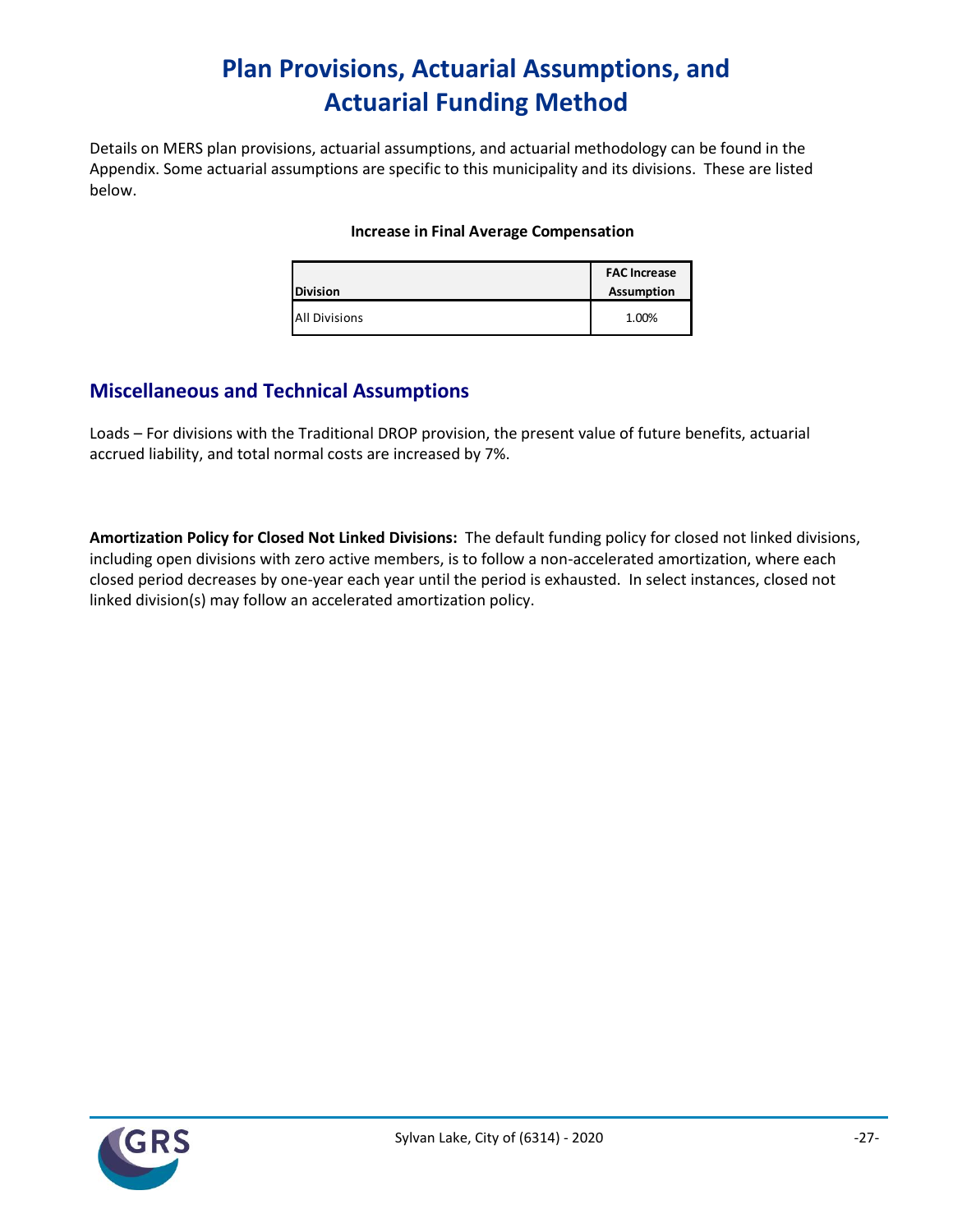# Plan Provisions, Actuarial Assumptions, and Actuarial Funding Method

Details on MERS plan provisions, actuarial assumptions, and actuarial methodology can be found in the Appendix. Some actuarial assumptions are specific to this municipality and its divisions. These are listed below.

**Increase in Final Average Compensation**

| Division | FAC Increase Assumption |
|---|---|
| All Divisions | 1.00% |

## Miscellaneous and Technical Assumptions

Loads – For divisions with the Traditional DROP provision, the present value of future benefits, actuarial accrued liability, and total normal costs are increased by 7%.

**Amortization Policy for Closed Not Linked Divisions:** The default funding policy for closed not linked divisions, including open divisions with zero active members, is to follow a non-accelerated amortization, where each closed period decreases by one-year each year until the period is exhausted. In select instances, closed not linked division(s) may follow an accelerated amortization policy.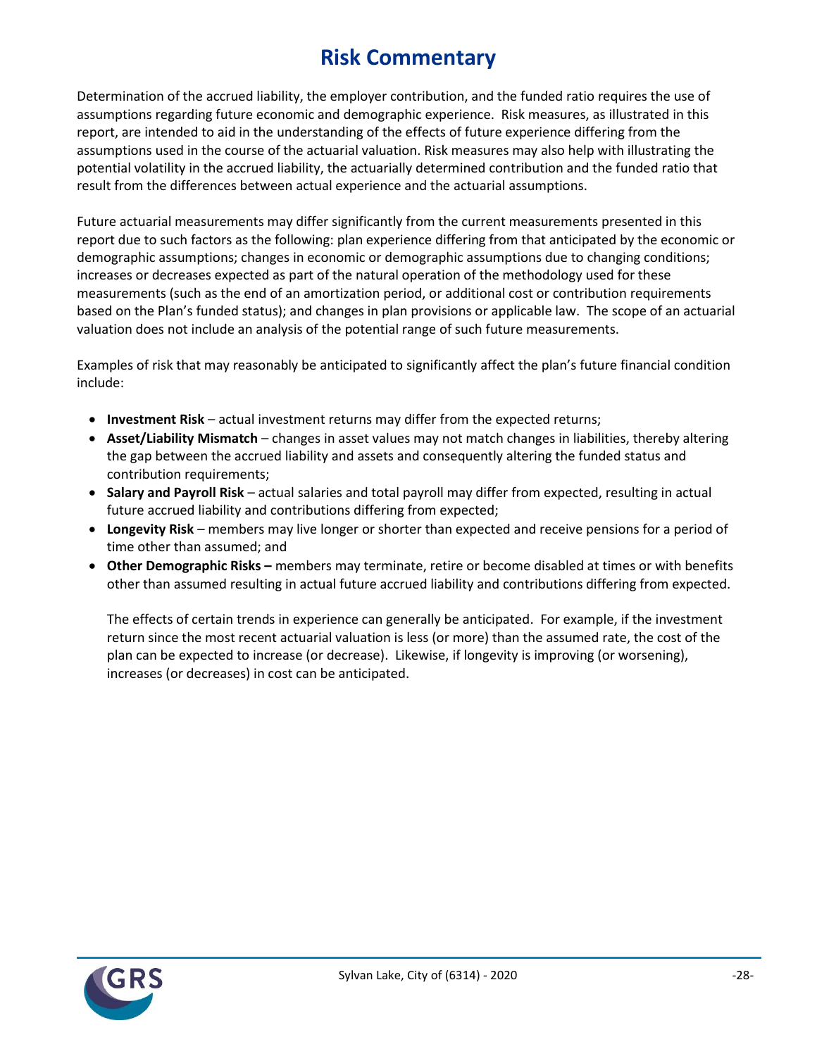# Risk Commentary

Determination of the accrued liability, the employer contribution, and the funded ratio requires the use of assumptions regarding future economic and demographic experience. Risk measures, as illustrated in this report, are intended to aid in the understanding of the effects of future experience differing from the assumptions used in the course of the actuarial valuation. Risk measures may also help with illustrating the potential volatility in the accrued liability, the actuarially determined contribution and the funded ratio that result from the differences between actual experience and the actuarial assumptions.

Future actuarial measurements may differ significantly from the current measurements presented in this report due to such factors as the following: plan experience differing from that anticipated by the economic or demographic assumptions; changes in economic or demographic assumptions due to changing conditions; increases or decreases expected as part of the natural operation of the methodology used for these measurements (such as the end of an amortization period, or additional cost or contribution requirements based on the Plan's funded status); and changes in plan provisions or applicable law. The scope of an actuarial valuation does not include an analysis of the potential range of such future measurements.

Examples of risk that may reasonably be anticipated to significantly affect the plan's future financial condition include:

- **Investment Risk** – actual investment returns may differ from the expected returns;
- **Asset/Liability Mismatch** – changes in asset values may not match changes in liabilities, thereby altering the gap between the accrued liability and assets and consequently altering the funded status and contribution requirements;
- **Salary and Payroll Risk** – actual salaries and total payroll may differ from expected, resulting in actual future accrued liability and contributions differing from expected;
- **Longevity Risk** – members may live longer or shorter than expected and receive pensions for a period of time other than assumed; and
- **Other Demographic Risks –** members may terminate, retire or become disabled at times or with benefits other than assumed resulting in actual future accrued liability and contributions differing from expected.

  The effects of certain trends in experience can generally be anticipated. For example, if the investment return since the most recent actuarial valuation is less (or more) than the assumed rate, the cost of the plan can be expected to increase (or decrease). Likewise, if longevity is improving (or worsening), increases (or decreases) in cost can be anticipated.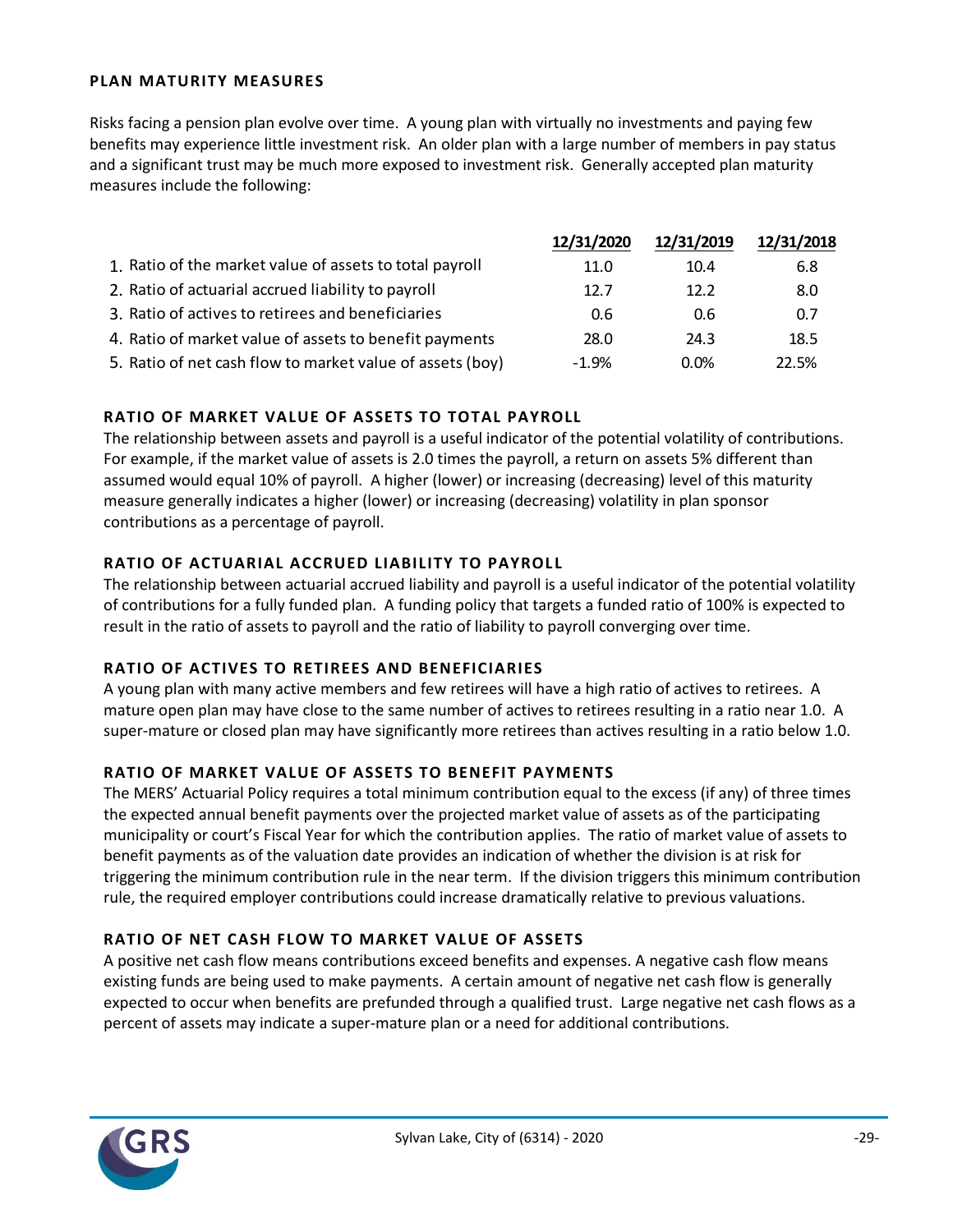## PLAN MATURITY MEASURES

Risks facing a pension plan evolve over time. A young plan with virtually no investments and paying few benefits may experience little investment risk. An older plan with a large number of members in pay status and a significant trust may be much more exposed to investment risk. Generally accepted plan maturity measures include the following:

| | 12/31/2020 | 12/31/2019 | 12/31/2018 |
|---|---|---|---|
| 1. Ratio of the market value of assets to total payroll | 11.0 | 10.4 | 6.8 |
| 2. Ratio of actuarial accrued liability to payroll | 12.7 | 12.2 | 8.0 |
| 3. Ratio of actives to retirees and beneficiaries | 0.6 | 0.6 | 0.7 |
| 4. Ratio of market value of assets to benefit payments | 28.0 | 24.3 | 18.5 |
| 5. Ratio of net cash flow to market value of assets (boy) | -1.9% | 0.0% | 22.5% |

### RATIO OF MARKET VALUE OF ASSETS TO TOTAL PAYROLL

The relationship between assets and payroll is a useful indicator of the potential volatility of contributions. For example, if the market value of assets is 2.0 times the payroll, a return on assets 5% different than assumed would equal 10% of payroll. A higher (lower) or increasing (decreasing) level of this maturity measure generally indicates a higher (lower) or increasing (decreasing) volatility in plan sponsor contributions as a percentage of payroll.

### RATIO OF ACTUARIAL ACCRUED LIABILITY TO PAYROLL

The relationship between actuarial accrued liability and payroll is a useful indicator of the potential volatility of contributions for a fully funded plan. A funding policy that targets a funded ratio of 100% is expected to result in the ratio of assets to payroll and the ratio of liability to payroll converging over time.

### RATIO OF ACTIVES TO RETIREES AND BENEFICIARIES

A young plan with many active members and few retirees will have a high ratio of actives to retirees. A mature open plan may have close to the same number of actives to retirees resulting in a ratio near 1.0. A super-mature or closed plan may have significantly more retirees than actives resulting in a ratio below 1.0.

### RATIO OF MARKET VALUE OF ASSETS TO BENEFIT PAYMENTS

The MERS' Actuarial Policy requires a total minimum contribution equal to the excess (if any) of three times the expected annual benefit payments over the projected market value of assets as of the participating municipality or court's Fiscal Year for which the contribution applies. The ratio of market value of assets to benefit payments as of the valuation date provides an indication of whether the division is at risk for triggering the minimum contribution rule in the near term. If the division triggers this minimum contribution rule, the required employer contributions could increase dramatically relative to previous valuations.

### RATIO OF NET CASH FLOW TO MARKET VALUE OF ASSETS

A positive net cash flow means contributions exceed benefits and expenses. A negative cash flow means existing funds are being used to make payments. A certain amount of negative net cash flow is generally expected to occur when benefits are prefunded through a qualified trust. Large negative net cash flows as a percent of assets may indicate a super-mature plan or a need for additional contributions.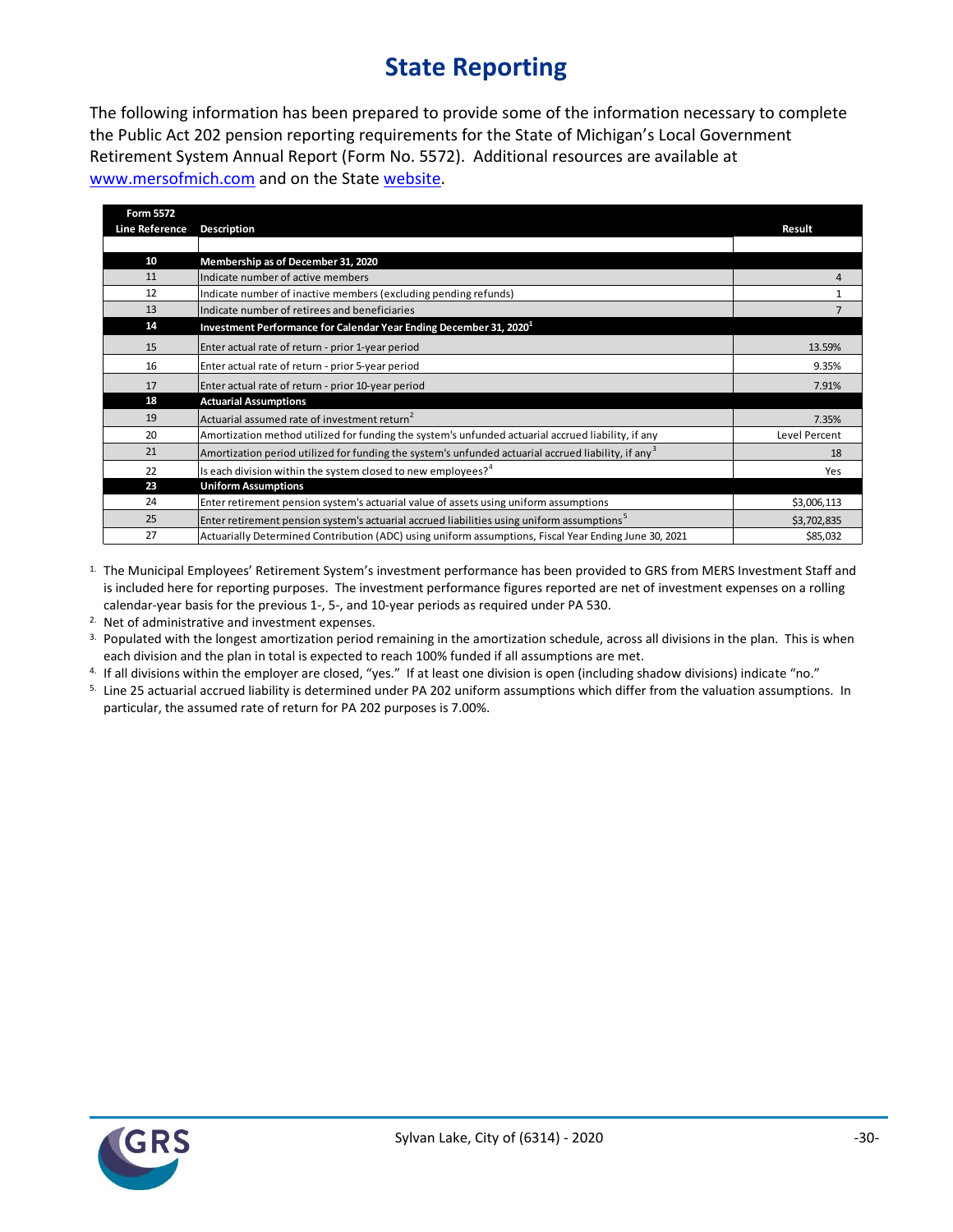# State Reporting

The following information has been prepared to provide some of the information necessary to complete the Public Act 202 pension reporting requirements for the State of Michigan's Local Government Retirement System Annual Report (Form No. 5572). Additional resources are available at www.mersofmich.com and on the State website.

| Form 5572 Line Reference | Description | Result |
|---|---|---|
| 10 | **Membership as of December 31, 2020** | |
| 11 | Indicate number of active members | 4 |
| 12 | Indicate number of inactive members (excluding pending refunds) | 1 |
| 13 | Indicate number of retirees and beneficiaries | 7 |
| 14 | **Investment Performance for Calendar Year Ending December 31, 2020**[1] | |
| 15 | Enter actual rate of return - prior 1-year period | 13.59% |
| 16 | Enter actual rate of return - prior 5-year period | 9.35% |
| 17 | Enter actual rate of return - prior 10-year period | 7.91% |
| 18 | **Actuarial Assumptions** | |
| 19 | Actuarial assumed rate of investment return[2] | 7.35% |
| 20 | Amortization method utilized for funding the system's unfunded actuarial accrued liability, if any | Level Percent |
| 21 | Amortization period utilized for funding the system's unfunded actuarial accrued liability, if any[3] | 18 |
| 22 | Is each division within the system closed to new employees?[4] | Yes |
| 23 | **Uniform Assumptions** | |
| 24 | Enter retirement pension system's actuarial value of assets using uniform assumptions | $3,006,113 |
| 25 | Enter retirement pension system's actuarial accrued liabilities using uniform assumptions[5] | $3,702,835 |
| 27 | Actuarially Determined Contribution (ADC) using uniform assumptions, Fiscal Year Ending June 30, 2021 | $85,032 |

1. The Municipal Employees' Retirement System's investment performance has been provided to GRS from MERS Investment Staff and is included here for reporting purposes. The investment performance figures reported are net of investment expenses on a rolling calendar-year basis for the previous 1-, 5-, and 10-year periods as required under PA 530.
2. Net of administrative and investment expenses.
3. Populated with the longest amortization period remaining in the amortization schedule, across all divisions in the plan. This is when each division and the plan in total is expected to reach 100% funded if all assumptions are met.
4. If all divisions within the employer are closed, "yes." If at least one division is open (including shadow divisions) indicate "no."
5. Line 25 actuarial accrued liability is determined under PA 202 uniform assumptions which differ from the valuation assumptions. In particular, the assumed rate of return for PA 202 purposes is 7.00%.